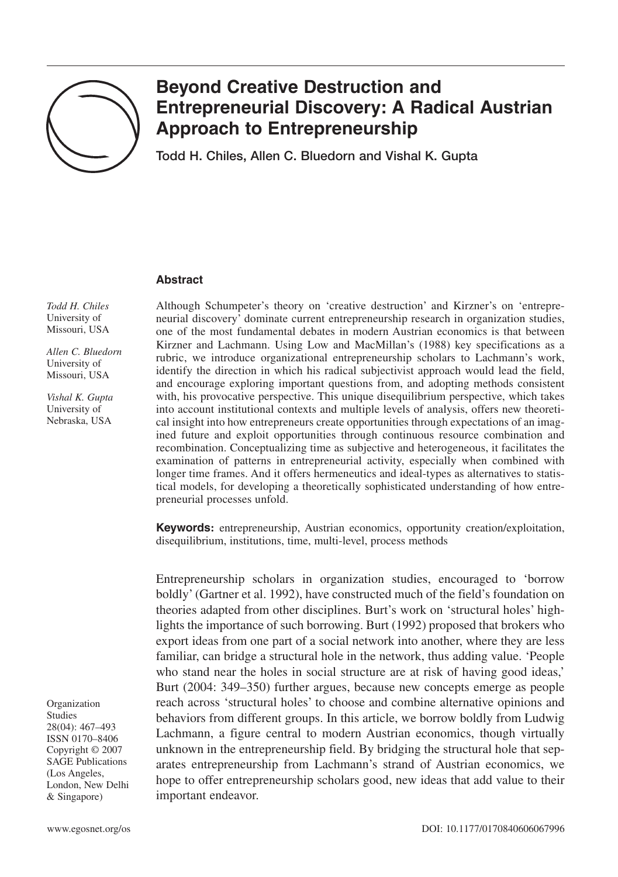# Beyond Creative Destruction and Entrepreneurial Discovery: A Radical Austrian Approach to Entrepreneurship

**Todd H. Chiles, Allen C. Bluedorn and Vishal K. Gupta**

*Todd H. Chiles*
University of Missouri, USA

*Allen C. Bluedorn*
University of Missouri, USA

*Vishal K. Gupta*
University of Nebraska, USA

### Abstract

Although Schumpeter's theory on 'creative destruction' and Kirzner's on 'entrepreneurial discovery' dominate current entrepreneurship research in organization studies, one of the most fundamental debates in modern Austrian economics is that between Kirzner and Lachmann. Using Low and MacMillan's (1988) key specifications as a rubric, we introduce organizational entrepreneurship scholars to Lachmann's work, identify the direction in which his radical subjectivist approach would lead the field, and encourage exploring important questions from, and adopting methods consistent with, his provocative perspective. This unique disequilibrium perspective, which takes into account institutional contexts and multiple levels of analysis, offers new theoretical insight into how entrepreneurs create opportunities through expectations of an imagined future and exploit opportunities through continuous resource combination and recombination. Conceptualizing time as subjective and heterogeneous, it facilitates the examination of patterns in entrepreneurial activity, especially when combined with longer time frames. And it offers hermeneutics and ideal-types as alternatives to statistical models, for developing a theoretically sophisticated understanding of how entrepreneurial processes unfold.

**Keywords:** entrepreneurship, Austrian economics, opportunity creation/exploitation, disequilibrium, institutions, time, multi-level, process methods

Entrepreneurship scholars in organization studies, encouraged to 'borrow boldly' (Gartner et al. 1992), have constructed much of the field's foundation on theories adapted from other disciplines. Burt's work on 'structural holes' highlights the importance of such borrowing. Burt (1992) proposed that brokers who export ideas from one part of a social network into another, where they are less familiar, can bridge a structural hole in the network, thus adding value. 'People who stand near the holes in social structure are at risk of having good ideas,' Burt (2004: 349–350) further argues, because new concepts emerge as people reach across 'structural holes' to choose and combine alternative opinions and behaviors from different groups. In this article, we borrow boldly from Ludwig Lachmann, a figure central to modern Austrian economics, though virtually unknown in the entrepreneurship field. By bridging the structural hole that separates entrepreneurship from Lachmann's strand of Austrian economics, we hope to offer entrepreneurship scholars good, new ideas that add value to their important endeavor.

Organization Studies 28(04): 467–493
ISSN 0170–8406
Copyright © 2007 SAGE Publications (Los Angeles, London, New Delhi & Singapore)

www.egosnet.org/os

DOI: 10.1177/0170840606067996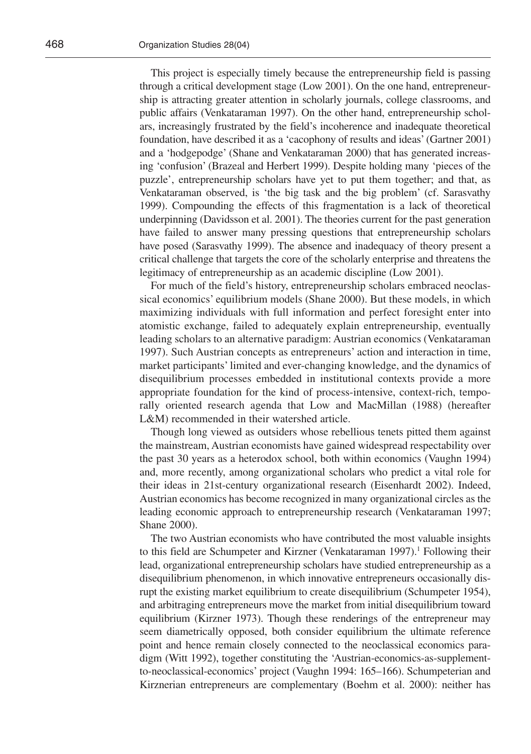This project is especially timely because the entrepreneurship field is passing through a critical development stage (Low 2001). On the one hand, entrepreneurship is attracting greater attention in scholarly journals, college classrooms, and public affairs (Venkataraman 1997). On the other hand, entrepreneurship scholars, increasingly frustrated by the field's incoherence and inadequate theoretical foundation, have described it as a 'cacophony of results and ideas' (Gartner 2001) and a 'hodgepodge' (Shane and Venkataraman 2000) that has generated increasing 'confusion' (Brazeal and Herbert 1999). Despite holding many 'pieces of the puzzle', entrepreneurship scholars have yet to put them together; and that, as Venkataraman observed, is 'the big task and the big problem' (cf. Sarasvathy 1999). Compounding the effects of this fragmentation is a lack of theoretical underpinning (Davidsson et al. 2001). The theories current for the past generation have failed to answer many pressing questions that entrepreneurship scholars have posed (Sarasvathy 1999). The absence and inadequacy of theory present a critical challenge that targets the core of the scholarly enterprise and threatens the legitimacy of entrepreneurship as an academic discipline (Low 2001).

For much of the field's history, entrepreneurship scholars embraced neoclassical economics' equilibrium models (Shane 2000). But these models, in which maximizing individuals with full information and perfect foresight enter into atomistic exchange, failed to adequately explain entrepreneurship, eventually leading scholars to an alternative paradigm: Austrian economics (Venkataraman 1997). Such Austrian concepts as entrepreneurs' action and interaction in time, market participants' limited and ever-changing knowledge, and the dynamics of disequilibrium processes embedded in institutional contexts provide a more appropriate foundation for the kind of process-intensive, context-rich, temporally oriented research agenda that Low and MacMillan (1988) (hereafter L&M) recommended in their watershed article.

Though long viewed as outsiders whose rebellious tenets pitted them against the mainstream, Austrian economists have gained widespread respectability over the past 30 years as a heterodox school, both within economics (Vaughn 1994) and, more recently, among organizational scholars who predict a vital role for their ideas in 21st-century organizational research (Eisenhardt 2002). Indeed, Austrian economics has become recognized in many organizational circles as the leading economic approach to entrepreneurship research (Venkataraman 1997; Shane 2000).

The two Austrian economists who have contributed the most valuable insights to this field are Schumpeter and Kirzner (Venkataraman 1997).[1] Following their lead, organizational entrepreneurship scholars have studied entrepreneurship as a disequilibrium phenomenon, in which innovative entrepreneurs occasionally disrupt the existing market equilibrium to create disequilibrium (Schumpeter 1954), and arbitraging entrepreneurs move the market from initial disequilibrium toward equilibrium (Kirzner 1973). Though these renderings of the entrepreneur may seem diametrically opposed, both consider equilibrium the ultimate reference point and hence remain closely connected to the neoclassical economics paradigm (Witt 1992), together constituting the 'Austrian-economics-as-supplement-to-neoclassical-economics' project (Vaughn 1994: 165–166). Schumpeterian and Kirznerian entrepreneurs are complementary (Boehm et al. 2000): neither has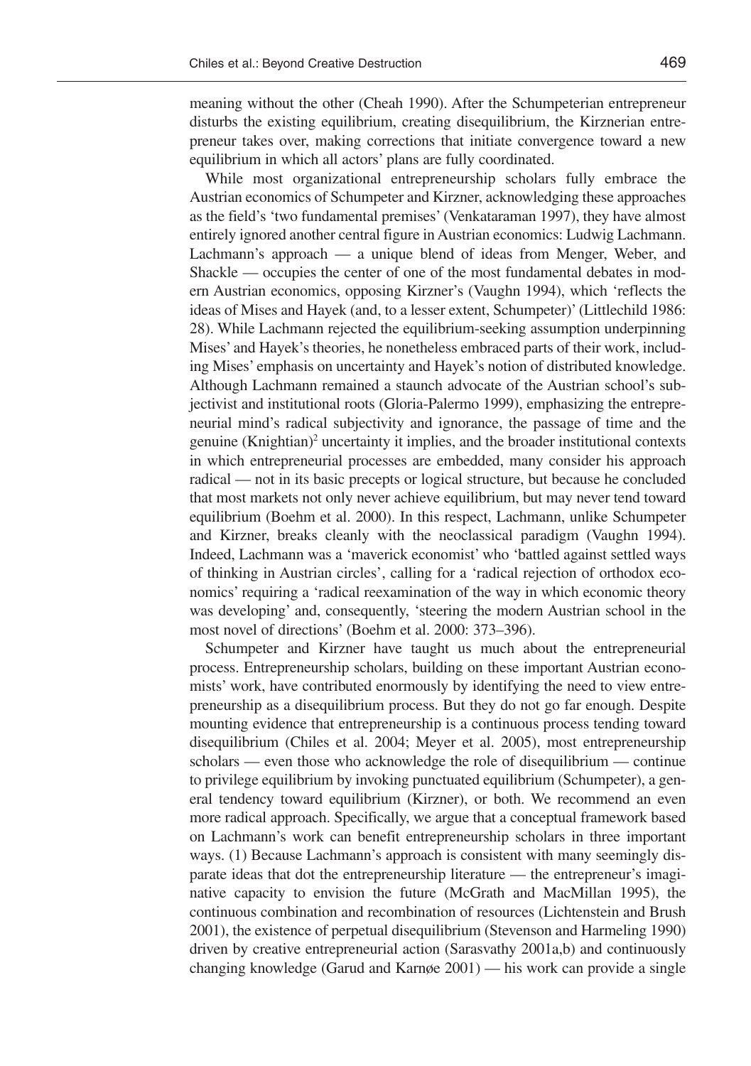meaning without the other (Cheah 1990). After the Schumpeterian entrepreneur disturbs the existing equilibrium, creating disequilibrium, the Kirznerian entrepreneur takes over, making corrections that initiate convergence toward a new equilibrium in which all actors' plans are fully coordinated.

While most organizational entrepreneurship scholars fully embrace the Austrian economics of Schumpeter and Kirzner, acknowledging these approaches as the field's 'two fundamental premises' (Venkataraman 1997), they have almost entirely ignored another central figure in Austrian economics: Ludwig Lachmann. Lachmann's approach — a unique blend of ideas from Menger, Weber, and Shackle — occupies the center of one of the most fundamental debates in modern Austrian economics, opposing Kirzner's (Vaughn 1994), which 'reflects the ideas of Mises and Hayek (and, to a lesser extent, Schumpeter)' (Littlechild 1986: 28). While Lachmann rejected the equilibrium-seeking assumption underpinning Mises' and Hayek's theories, he nonetheless embraced parts of their work, including Mises' emphasis on uncertainty and Hayek's notion of distributed knowledge. Although Lachmann remained a staunch advocate of the Austrian school's subjectivist and institutional roots (Gloria-Palermo 1999), emphasizing the entrepreneurial mind's radical subjectivity and ignorance, the passage of time and the genuine (Knightian)[2] uncertainty it implies, and the broader institutional contexts in which entrepreneurial processes are embedded, many consider his approach radical — not in its basic precepts or logical structure, but because he concluded that most markets not only never achieve equilibrium, but may never tend toward equilibrium (Boehm et al. 2000). In this respect, Lachmann, unlike Schumpeter and Kirzner, breaks cleanly with the neoclassical paradigm (Vaughn 1994). Indeed, Lachmann was a 'maverick economist' who 'battled against settled ways of thinking in Austrian circles', calling for a 'radical rejection of orthodox economics' requiring a 'radical reexamination of the way in which economic theory was developing' and, consequently, 'steering the modern Austrian school in the most novel of directions' (Boehm et al. 2000: 373–396).

Schumpeter and Kirzner have taught us much about the entrepreneurial process. Entrepreneurship scholars, building on these important Austrian economists' work, have contributed enormously by identifying the need to view entrepreneurship as a disequilibrium process. But they do not go far enough. Despite mounting evidence that entrepreneurship is a continuous process tending toward disequilibrium (Chiles et al. 2004; Meyer et al. 2005), most entrepreneurship scholars — even those who acknowledge the role of disequilibrium — continue to privilege equilibrium by invoking punctuated equilibrium (Schumpeter), a general tendency toward equilibrium (Kirzner), or both. We recommend an even more radical approach. Specifically, we argue that a conceptual framework based on Lachmann's work can benefit entrepreneurship scholars in three important ways. (1) Because Lachmann's approach is consistent with many seemingly disparate ideas that dot the entrepreneurship literature — the entrepreneur's imaginative capacity to envision the future (McGrath and MacMillan 1995), the continuous combination and recombination of resources (Lichtenstein and Brush 2001), the existence of perpetual disequilibrium (Stevenson and Harmeling 1990) driven by creative entrepreneurial action (Sarasvathy 2001a,b) and continuously changing knowledge (Garud and Karnøe 2001) — his work can provide a single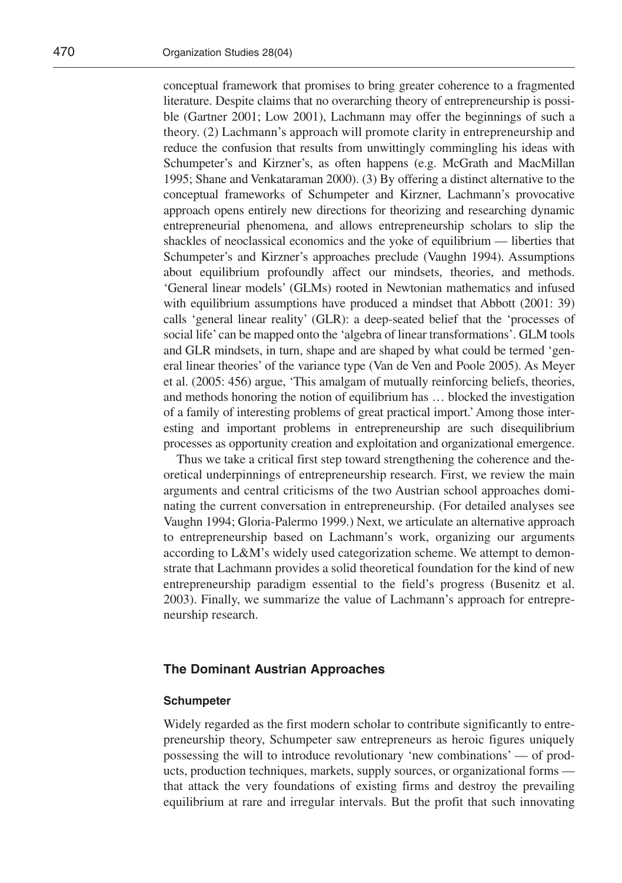conceptual framework that promises to bring greater coherence to a fragmented literature. Despite claims that no overarching theory of entrepreneurship is possible (Gartner 2001; Low 2001), Lachmann may offer the beginnings of such a theory. (2) Lachmann's approach will promote clarity in entrepreneurship and reduce the confusion that results from unwittingly commingling his ideas with Schumpeter's and Kirzner's, as often happens (e.g. McGrath and MacMillan 1995; Shane and Venkataraman 2000). (3) By offering a distinct alternative to the conceptual frameworks of Schumpeter and Kirzner, Lachmann's provocative approach opens entirely new directions for theorizing and researching dynamic entrepreneurial phenomena, and allows entrepreneurship scholars to slip the shackles of neoclassical economics and the yoke of equilibrium — liberties that Schumpeter's and Kirzner's approaches preclude (Vaughn 1994). Assumptions about equilibrium profoundly affect our mindsets, theories, and methods. 'General linear models' (GLMs) rooted in Newtonian mathematics and infused with equilibrium assumptions have produced a mindset that Abbott (2001: 39) calls 'general linear reality' (GLR): a deep-seated belief that the 'processes of social life' can be mapped onto the 'algebra of linear transformations'. GLM tools and GLR mindsets, in turn, shape and are shaped by what could be termed 'general linear theories' of the variance type (Van de Ven and Poole 2005). As Meyer et al. (2005: 456) argue, 'This amalgam of mutually reinforcing beliefs, theories, and methods honoring the notion of equilibrium has … blocked the investigation of a family of interesting problems of great practical import.' Among those interesting and important problems in entrepreneurship are such disequilibrium processes as opportunity creation and exploitation and organizational emergence.

Thus we take a critical first step toward strengthening the coherence and theoretical underpinnings of entrepreneurship research. First, we review the main arguments and central criticisms of the two Austrian school approaches dominating the current conversation in entrepreneurship. (For detailed analyses see Vaughn 1994; Gloria-Palermo 1999.) Next, we articulate an alternative approach to entrepreneurship based on Lachmann's work, organizing our arguments according to L&M's widely used categorization scheme. We attempt to demonstrate that Lachmann provides a solid theoretical foundation for the kind of new entrepreneurship paradigm essential to the field's progress (Busenitz et al. 2003). Finally, we summarize the value of Lachmann's approach for entrepreneurship research.

## The Dominant Austrian Approaches

### Schumpeter

Widely regarded as the first modern scholar to contribute significantly to entrepreneurship theory, Schumpeter saw entrepreneurs as heroic figures uniquely possessing the will to introduce revolutionary 'new combinations' — of products, production techniques, markets, supply sources, or organizational forms — that attack the very foundations of existing firms and destroy the prevailing equilibrium at rare and irregular intervals. But the profit that such innovating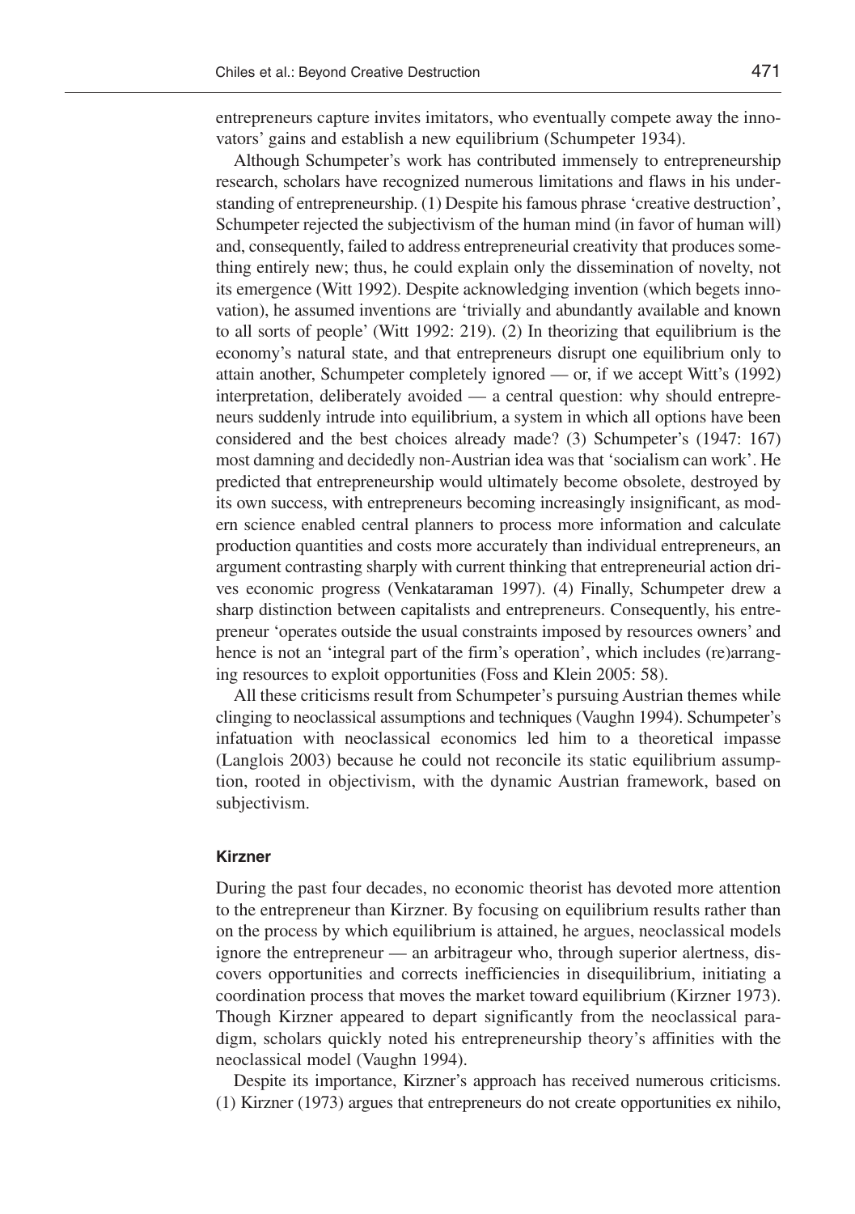entrepreneurs capture invites imitators, who eventually compete away the innovators' gains and establish a new equilibrium (Schumpeter 1934).

Although Schumpeter's work has contributed immensely to entrepreneurship research, scholars have recognized numerous limitations and flaws in his understanding of entrepreneurship. (1) Despite his famous phrase 'creative destruction', Schumpeter rejected the subjectivism of the human mind (in favor of human will) and, consequently, failed to address entrepreneurial creativity that produces something entirely new; thus, he could explain only the dissemination of novelty, not its emergence (Witt 1992). Despite acknowledging invention (which begets innovation), he assumed inventions are 'trivially and abundantly available and known to all sorts of people' (Witt 1992: 219). (2) In theorizing that equilibrium is the economy's natural state, and that entrepreneurs disrupt one equilibrium only to attain another, Schumpeter completely ignored — or, if we accept Witt's (1992) interpretation, deliberately avoided — a central question: why should entrepreneurs suddenly intrude into equilibrium, a system in which all options have been considered and the best choices already made? (3) Schumpeter's (1947: 167) most damning and decidedly non-Austrian idea was that 'socialism can work'. He predicted that entrepreneurship would ultimately become obsolete, destroyed by its own success, with entrepreneurs becoming increasingly insignificant, as modern science enabled central planners to process more information and calculate production quantities and costs more accurately than individual entrepreneurs, an argument contrasting sharply with current thinking that entrepreneurial action drives economic progress (Venkataraman 1997). (4) Finally, Schumpeter drew a sharp distinction between capitalists and entrepreneurs. Consequently, his entrepreneur 'operates outside the usual constraints imposed by resources owners' and hence is not an 'integral part of the firm's operation', which includes (re)arranging resources to exploit opportunities (Foss and Klein 2005: 58).

All these criticisms result from Schumpeter's pursuing Austrian themes while clinging to neoclassical assumptions and techniques (Vaughn 1994). Schumpeter's infatuation with neoclassical economics led him to a theoretical impasse (Langlois 2003) because he could not reconcile its static equilibrium assumption, rooted in objectivism, with the dynamic Austrian framework, based on subjectivism.

### Kirzner

During the past four decades, no economic theorist has devoted more attention to the entrepreneur than Kirzner. By focusing on equilibrium results rather than on the process by which equilibrium is attained, he argues, neoclassical models ignore the entrepreneur — an arbitrageur who, through superior alertness, discovers opportunities and corrects inefficiencies in disequilibrium, initiating a coordination process that moves the market toward equilibrium (Kirzner 1973). Though Kirzner appeared to depart significantly from the neoclassical paradigm, scholars quickly noted his entrepreneurship theory's affinities with the neoclassical model (Vaughn 1994).

Despite its importance, Kirzner's approach has received numerous criticisms. (1) Kirzner (1973) argues that entrepreneurs do not create opportunities ex nihilo,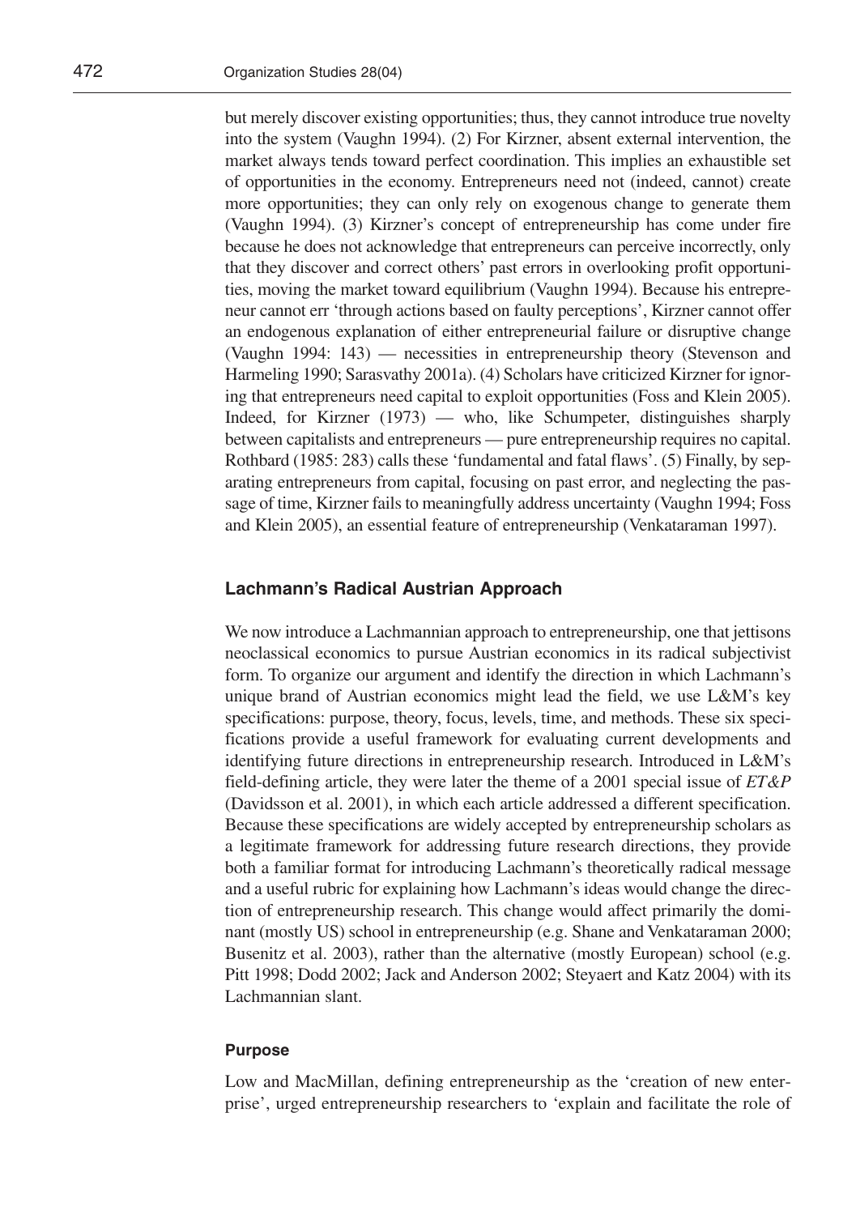but merely discover existing opportunities; thus, they cannot introduce true novelty into the system (Vaughn 1994). (2) For Kirzner, absent external intervention, the market always tends toward perfect coordination. This implies an exhaustible set of opportunities in the economy. Entrepreneurs need not (indeed, cannot) create more opportunities; they can only rely on exogenous change to generate them (Vaughn 1994). (3) Kirzner's concept of entrepreneurship has come under fire because he does not acknowledge that entrepreneurs can perceive incorrectly, only that they discover and correct others' past errors in overlooking profit opportunities, moving the market toward equilibrium (Vaughn 1994). Because his entrepreneur cannot err 'through actions based on faulty perceptions', Kirzner cannot offer an endogenous explanation of either entrepreneurial failure or disruptive change (Vaughn 1994: 143) — necessities in entrepreneurship theory (Stevenson and Harmeling 1990; Sarasvathy 2001a). (4) Scholars have criticized Kirzner for ignoring that entrepreneurs need capital to exploit opportunities (Foss and Klein 2005). Indeed, for Kirzner (1973) — who, like Schumpeter, distinguishes sharply between capitalists and entrepreneurs — pure entrepreneurship requires no capital. Rothbard (1985: 283) calls these 'fundamental and fatal flaws'. (5) Finally, by separating entrepreneurs from capital, focusing on past error, and neglecting the passage of time, Kirzner fails to meaningfully address uncertainty (Vaughn 1994; Foss and Klein 2005), an essential feature of entrepreneurship (Venkataraman 1997).

## Lachmann's Radical Austrian Approach

We now introduce a Lachmannian approach to entrepreneurship, one that jettisons neoclassical economics to pursue Austrian economics in its radical subjectivist form. To organize our argument and identify the direction in which Lachmann's unique brand of Austrian economics might lead the field, we use L&M's key specifications: purpose, theory, focus, levels, time, and methods. These six specifications provide a useful framework for evaluating current developments and identifying future directions in entrepreneurship research. Introduced in L&M's field-defining article, they were later the theme of a 2001 special issue of *ET&P* (Davidsson et al. 2001), in which each article addressed a different specification. Because these specifications are widely accepted by entrepreneurship scholars as a legitimate framework for addressing future research directions, they provide both a familiar format for introducing Lachmann's theoretically radical message and a useful rubric for explaining how Lachmann's ideas would change the direction of entrepreneurship research. This change would affect primarily the dominant (mostly US) school in entrepreneurship (e.g. Shane and Venkataraman 2000; Busenitz et al. 2003), rather than the alternative (mostly European) school (e.g. Pitt 1998; Dodd 2002; Jack and Anderson 2002; Steyaert and Katz 2004) with its Lachmannian slant.

### Purpose

Low and MacMillan, defining entrepreneurship as the 'creation of new enterprise', urged entrepreneurship researchers to 'explain and facilitate the role of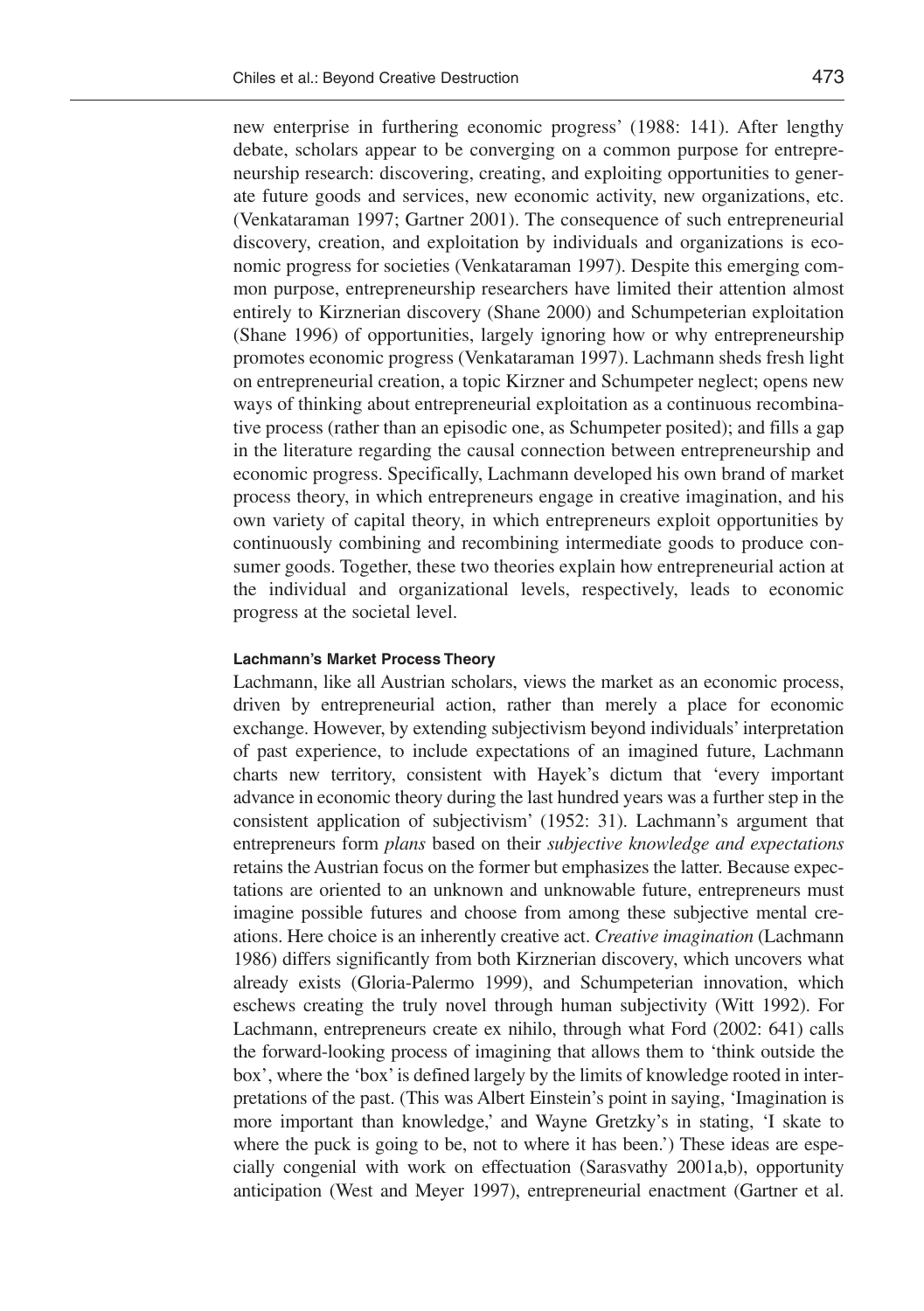new enterprise in furthering economic progress' (1988: 141). After lengthy debate, scholars appear to be converging on a common purpose for entrepreneurship research: discovering, creating, and exploiting opportunities to generate future goods and services, new economic activity, new organizations, etc. (Venkataraman 1997; Gartner 2001). The consequence of such entrepreneurial discovery, creation, and exploitation by individuals and organizations is economic progress for societies (Venkataraman 1997). Despite this emerging common purpose, entrepreneurship researchers have limited their attention almost entirely to Kirznerian discovery (Shane 2000) and Schumpeterian exploitation (Shane 1996) of opportunities, largely ignoring how or why entrepreneurship promotes economic progress (Venkataraman 1997). Lachmann sheds fresh light on entrepreneurial creation, a topic Kirzner and Schumpeter neglect; opens new ways of thinking about entrepreneurial exploitation as a continuous recombinative process (rather than an episodic one, as Schumpeter posited); and fills a gap in the literature regarding the causal connection between entrepreneurship and economic progress. Specifically, Lachmann developed his own brand of market process theory, in which entrepreneurs engage in creative imagination, and his own variety of capital theory, in which entrepreneurs exploit opportunities by continuously combining and recombining intermediate goods to produce consumer goods. Together, these two theories explain how entrepreneurial action at the individual and organizational levels, respectively, leads to economic progress at the societal level.

#### Lachmann's Market Process Theory

Lachmann, like all Austrian scholars, views the market as an economic process, driven by entrepreneurial action, rather than merely a place for economic exchange. However, by extending subjectivism beyond individuals' interpretation of past experience, to include expectations of an imagined future, Lachmann charts new territory, consistent with Hayek's dictum that 'every important advance in economic theory during the last hundred years was a further step in the consistent application of subjectivism' (1952: 31). Lachmann's argument that entrepreneurs form *plans* based on their *subjective knowledge and expectations* retains the Austrian focus on the former but emphasizes the latter. Because expectations are oriented to an unknown and unknowable future, entrepreneurs must imagine possible futures and choose from among these subjective mental creations. Here choice is an inherently creative act. *Creative imagination* (Lachmann 1986) differs significantly from both Kirznerian discovery, which uncovers what already exists (Gloria-Palermo 1999), and Schumpeterian innovation, which eschews creating the truly novel through human subjectivity (Witt 1992). For Lachmann, entrepreneurs create ex nihilo, through what Ford (2002: 641) calls the forward-looking process of imagining that allows them to 'think outside the box', where the 'box' is defined largely by the limits of knowledge rooted in interpretations of the past. (This was Albert Einstein's point in saying, 'Imagination is more important than knowledge,' and Wayne Gretzky's in stating, 'I skate to where the puck is going to be, not to where it has been.') These ideas are especially congenial with work on effectuation (Sarasvathy 2001a,b), opportunity anticipation (West and Meyer 1997), entrepreneurial enactment (Gartner et al.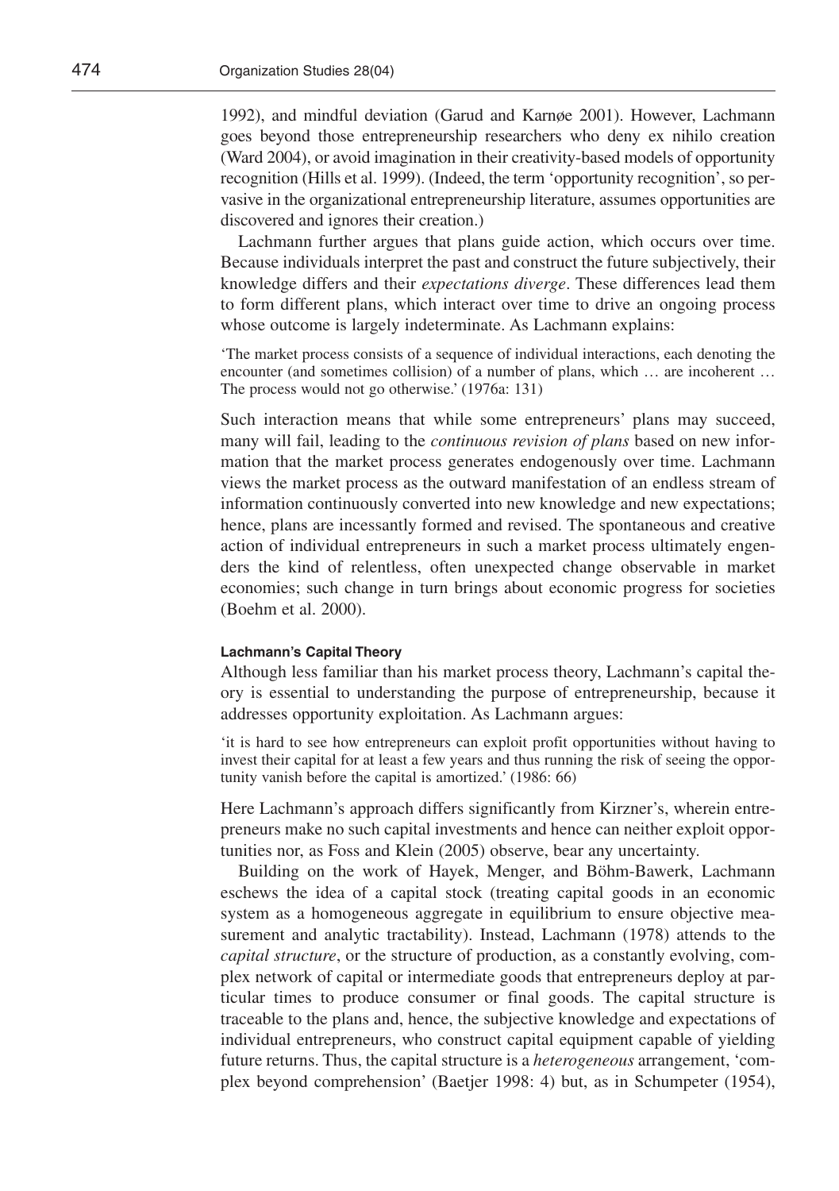1992), and mindful deviation (Garud and Karnøe 2001). However, Lachmann goes beyond those entrepreneurship researchers who deny ex nihilo creation (Ward 2004), or avoid imagination in their creativity-based models of opportunity recognition (Hills et al. 1999). (Indeed, the term 'opportunity recognition', so pervasive in the organizational entrepreneurship literature, assumes opportunities are discovered and ignores their creation.)

Lachmann further argues that plans guide action, which occurs over time. Because individuals interpret the past and construct the future subjectively, their knowledge differs and their *expectations diverge*. These differences lead them to form different plans, which interact over time to drive an ongoing process whose outcome is largely indeterminate. As Lachmann explains:

> 'The market process consists of a sequence of individual interactions, each denoting the encounter (and sometimes collision) of a number of plans, which … are incoherent … The process would not go otherwise.' (1976a: 131)

Such interaction means that while some entrepreneurs' plans may succeed, many will fail, leading to the *continuous revision of plans* based on new information that the market process generates endogenously over time. Lachmann views the market process as the outward manifestation of an endless stream of information continuously converted into new knowledge and new expectations; hence, plans are incessantly formed and revised. The spontaneous and creative action of individual entrepreneurs in such a market process ultimately engenders the kind of relentless, often unexpected change observable in market economies; such change in turn brings about economic progress for societies (Boehm et al. 2000).

#### Lachmann's Capital Theory

Although less familiar than his market process theory, Lachmann's capital theory is essential to understanding the purpose of entrepreneurship, because it addresses opportunity exploitation. As Lachmann argues:

> 'it is hard to see how entrepreneurs can exploit profit opportunities without having to invest their capital for at least a few years and thus running the risk of seeing the opportunity vanish before the capital is amortized.' (1986: 66)

Here Lachmann's approach differs significantly from Kirzner's, wherein entrepreneurs make no such capital investments and hence can neither exploit opportunities nor, as Foss and Klein (2005) observe, bear any uncertainty.

Building on the work of Hayek, Menger, and Böhm-Bawerk, Lachmann eschews the idea of a capital stock (treating capital goods in an economic system as a homogeneous aggregate in equilibrium to ensure objective measurement and analytic tractability). Instead, Lachmann (1978) attends to the *capital structure*, or the structure of production, as a constantly evolving, complex network of capital or intermediate goods that entrepreneurs deploy at particular times to produce consumer or final goods. The capital structure is traceable to the plans and, hence, the subjective knowledge and expectations of individual entrepreneurs, who construct capital equipment capable of yielding future returns. Thus, the capital structure is a *heterogeneous* arrangement, 'complex beyond comprehension' (Baetjer 1998: 4) but, as in Schumpeter (1954),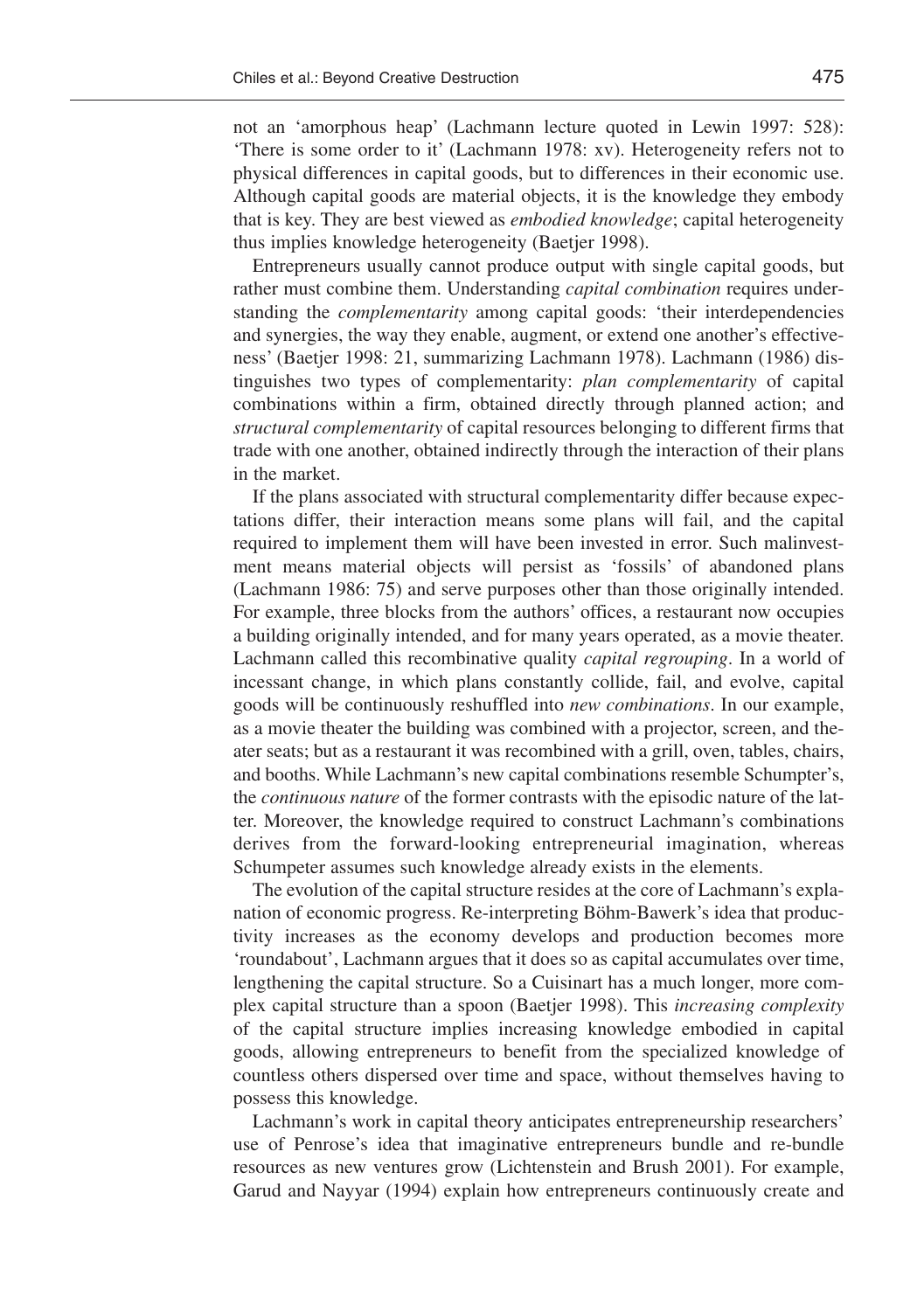not an 'amorphous heap' (Lachmann lecture quoted in Lewin 1997: 528): 'There is some order to it' (Lachmann 1978: xv). Heterogeneity refers not to physical differences in capital goods, but to differences in their economic use. Although capital goods are material objects, it is the knowledge they embody that is key. They are best viewed as *embodied knowledge*; capital heterogeneity thus implies knowledge heterogeneity (Baetjer 1998).

Entrepreneurs usually cannot produce output with single capital goods, but rather must combine them. Understanding *capital combination* requires understanding the *complementarity* among capital goods: 'their interdependencies and synergies, the way they enable, augment, or extend one another's effectiveness' (Baetjer 1998: 21, summarizing Lachmann 1978). Lachmann (1986) distinguishes two types of complementarity: *plan complementarity* of capital combinations within a firm, obtained directly through planned action; and *structural complementarity* of capital resources belonging to different firms that trade with one another, obtained indirectly through the interaction of their plans in the market.

If the plans associated with structural complementarity differ because expectations differ, their interaction means some plans will fail, and the capital required to implement them will have been invested in error. Such malinvestment means material objects will persist as 'fossils' of abandoned plans (Lachmann 1986: 75) and serve purposes other than those originally intended. For example, three blocks from the authors' offices, a restaurant now occupies a building originally intended, and for many years operated, as a movie theater. Lachmann called this recombinative quality *capital regrouping*. In a world of incessant change, in which plans constantly collide, fail, and evolve, capital goods will be continuously reshuffled into *new combinations*. In our example, as a movie theater the building was combined with a projector, screen, and theater seats; but as a restaurant it was recombined with a grill, oven, tables, chairs, and booths. While Lachmann's new capital combinations resemble Schumpter's, the *continuous nature* of the former contrasts with the episodic nature of the latter. Moreover, the knowledge required to construct Lachmann's combinations derives from the forward-looking entrepreneurial imagination, whereas Schumpeter assumes such knowledge already exists in the elements.

The evolution of the capital structure resides at the core of Lachmann's explanation of economic progress. Re-interpreting Böhm-Bawerk's idea that productivity increases as the economy develops and production becomes more 'roundabout', Lachmann argues that it does so as capital accumulates over time, lengthening the capital structure. So a Cuisinart has a much longer, more complex capital structure than a spoon (Baetjer 1998). This *increasing complexity* of the capital structure implies increasing knowledge embodied in capital goods, allowing entrepreneurs to benefit from the specialized knowledge of countless others dispersed over time and space, without themselves having to possess this knowledge.

Lachmann's work in capital theory anticipates entrepreneurship researchers' use of Penrose's idea that imaginative entrepreneurs bundle and re-bundle resources as new ventures grow (Lichtenstein and Brush 2001). For example, Garud and Nayyar (1994) explain how entrepreneurs continuously create and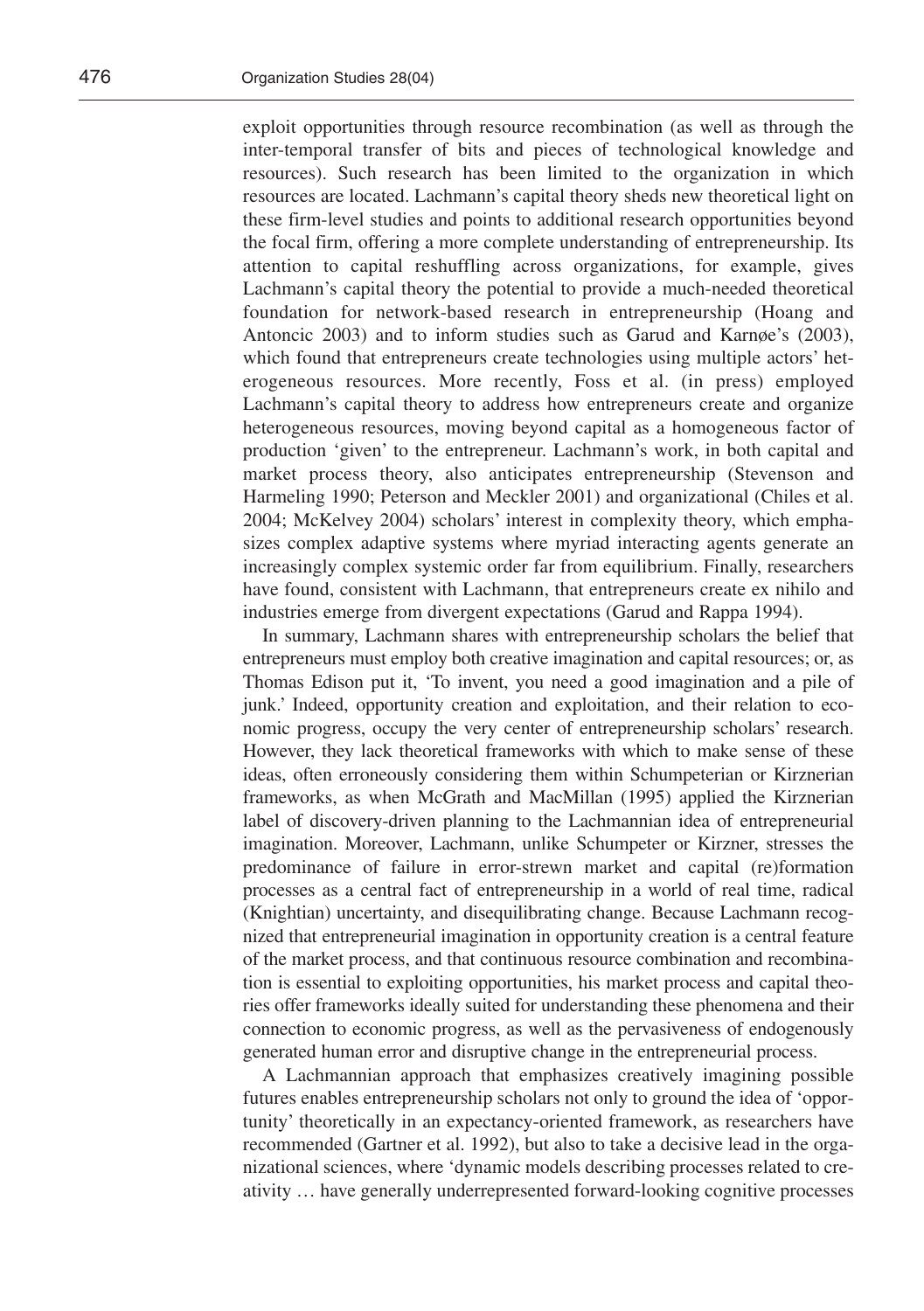exploit opportunities through resource recombination (as well as through the inter-temporal transfer of bits and pieces of technological knowledge and resources). Such research has been limited to the organization in which resources are located. Lachmann's capital theory sheds new theoretical light on these firm-level studies and points to additional research opportunities beyond the focal firm, offering a more complete understanding of entrepreneurship. Its attention to capital reshuffling across organizations, for example, gives Lachmann's capital theory the potential to provide a much-needed theoretical foundation for network-based research in entrepreneurship (Hoang and Antoncic 2003) and to inform studies such as Garud and Karnøe's (2003), which found that entrepreneurs create technologies using multiple actors' heterogeneous resources. More recently, Foss et al. (in press) employed Lachmann's capital theory to address how entrepreneurs create and organize heterogeneous resources, moving beyond capital as a homogeneous factor of production 'given' to the entrepreneur. Lachmann's work, in both capital and market process theory, also anticipates entrepreneurship (Stevenson and Harmeling 1990; Peterson and Meckler 2001) and organizational (Chiles et al. 2004; McKelvey 2004) scholars' interest in complexity theory, which emphasizes complex adaptive systems where myriad interacting agents generate an increasingly complex systemic order far from equilibrium. Finally, researchers have found, consistent with Lachmann, that entrepreneurs create ex nihilo and industries emerge from divergent expectations (Garud and Rappa 1994).

In summary, Lachmann shares with entrepreneurship scholars the belief that entrepreneurs must employ both creative imagination and capital resources; or, as Thomas Edison put it, 'To invent, you need a good imagination and a pile of junk.' Indeed, opportunity creation and exploitation, and their relation to economic progress, occupy the very center of entrepreneurship scholars' research. However, they lack theoretical frameworks with which to make sense of these ideas, often erroneously considering them within Schumpeterian or Kirznerian frameworks, as when McGrath and MacMillan (1995) applied the Kirznerian label of discovery-driven planning to the Lachmannian idea of entrepreneurial imagination. Moreover, Lachmann, unlike Schumpeter or Kirzner, stresses the predominance of failure in error-strewn market and capital (re)formation processes as a central fact of entrepreneurship in a world of real time, radical (Knightian) uncertainty, and disequilibrating change. Because Lachmann recognized that entrepreneurial imagination in opportunity creation is a central feature of the market process, and that continuous resource combination and recombination is essential to exploiting opportunities, his market process and capital theories offer frameworks ideally suited for understanding these phenomena and their connection to economic progress, as well as the pervasiveness of endogenously generated human error and disruptive change in the entrepreneurial process.

A Lachmannian approach that emphasizes creatively imagining possible futures enables entrepreneurship scholars not only to ground the idea of 'opportunity' theoretically in an expectancy-oriented framework, as researchers have recommended (Gartner et al. 1992), but also to take a decisive lead in the organizational sciences, where 'dynamic models describing processes related to creativity … have generally underrepresented forward-looking cognitive processes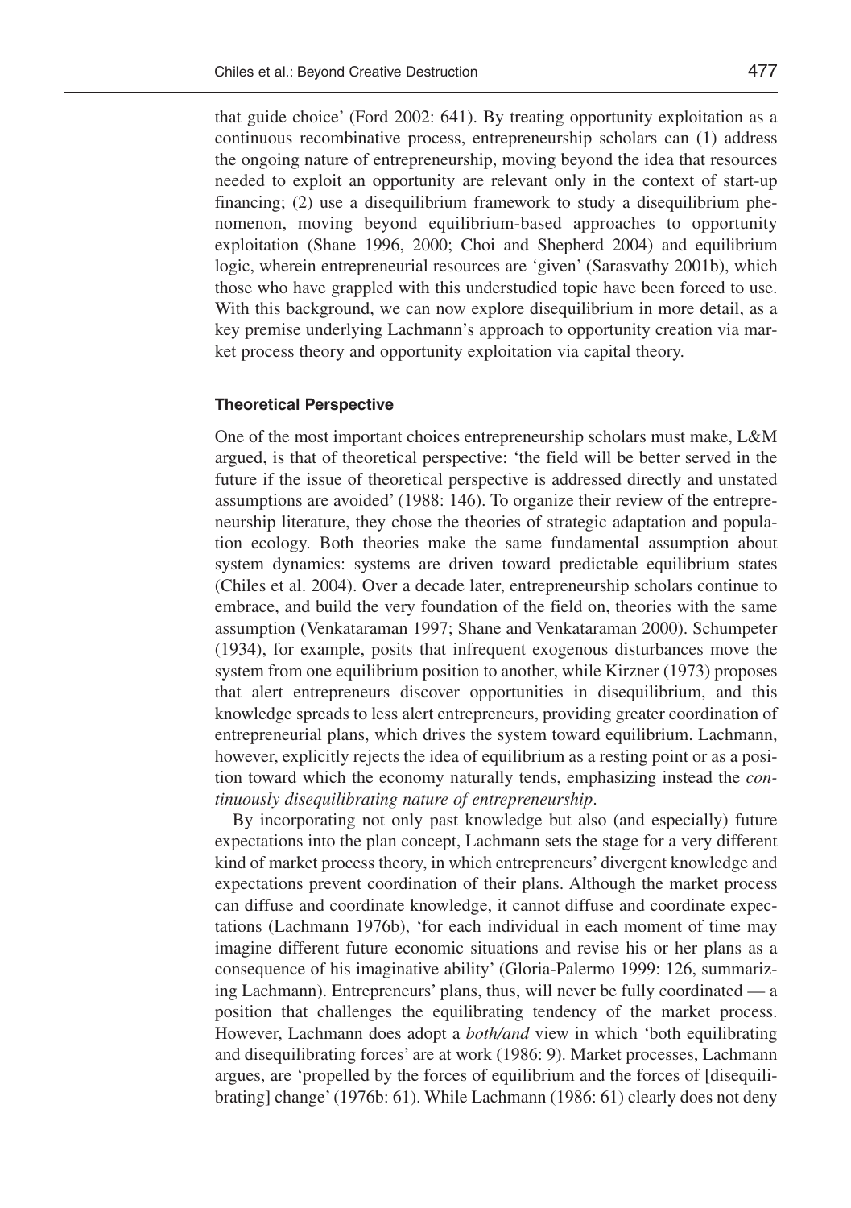that guide choice' (Ford 2002: 641). By treating opportunity exploitation as a continuous recombinative process, entrepreneurship scholars can (1) address the ongoing nature of entrepreneurship, moving beyond the idea that resources needed to exploit an opportunity are relevant only in the context of start-up financing; (2) use a disequilibrium framework to study a disequilibrium phenomenon, moving beyond equilibrium-based approaches to opportunity exploitation (Shane 1996, 2000; Choi and Shepherd 2004) and equilibrium logic, wherein entrepreneurial resources are 'given' (Sarasvathy 2001b), which those who have grappled with this understudied topic have been forced to use. With this background, we can now explore disequilibrium in more detail, as a key premise underlying Lachmann's approach to opportunity creation via market process theory and opportunity exploitation via capital theory.

#### Theoretical Perspective

One of the most important choices entrepreneurship scholars must make, L&M argued, is that of theoretical perspective: 'the field will be better served in the future if the issue of theoretical perspective is addressed directly and unstated assumptions are avoided' (1988: 146). To organize their review of the entrepreneurship literature, they chose the theories of strategic adaptation and population ecology. Both theories make the same fundamental assumption about system dynamics: systems are driven toward predictable equilibrium states (Chiles et al. 2004). Over a decade later, entrepreneurship scholars continue to embrace, and build the very foundation of the field on, theories with the same assumption (Venkataraman 1997; Shane and Venkataraman 2000). Schumpeter (1934), for example, posits that infrequent exogenous disturbances move the system from one equilibrium position to another, while Kirzner (1973) proposes that alert entrepreneurs discover opportunities in disequilibrium, and this knowledge spreads to less alert entrepreneurs, providing greater coordination of entrepreneurial plans, which drives the system toward equilibrium. Lachmann, however, explicitly rejects the idea of equilibrium as a resting point or as a position toward which the economy naturally tends, emphasizing instead the *continuously disequilibrating nature of entrepreneurship*.

By incorporating not only past knowledge but also (and especially) future expectations into the plan concept, Lachmann sets the stage for a very different kind of market process theory, in which entrepreneurs' divergent knowledge and expectations prevent coordination of their plans. Although the market process can diffuse and coordinate knowledge, it cannot diffuse and coordinate expectations (Lachmann 1976b), 'for each individual in each moment of time may imagine different future economic situations and revise his or her plans as a consequence of his imaginative ability' (Gloria-Palermo 1999: 126, summarizing Lachmann). Entrepreneurs' plans, thus, will never be fully coordinated — a position that challenges the equilibrating tendency of the market process. However, Lachmann does adopt a *both/and* view in which 'both equilibrating and disequilibrating forces' are at work (1986: 9). Market processes, Lachmann argues, are 'propelled by the forces of equilibrium and the forces of [disequilibrating] change' (1976b: 61). While Lachmann (1986: 61) clearly does not deny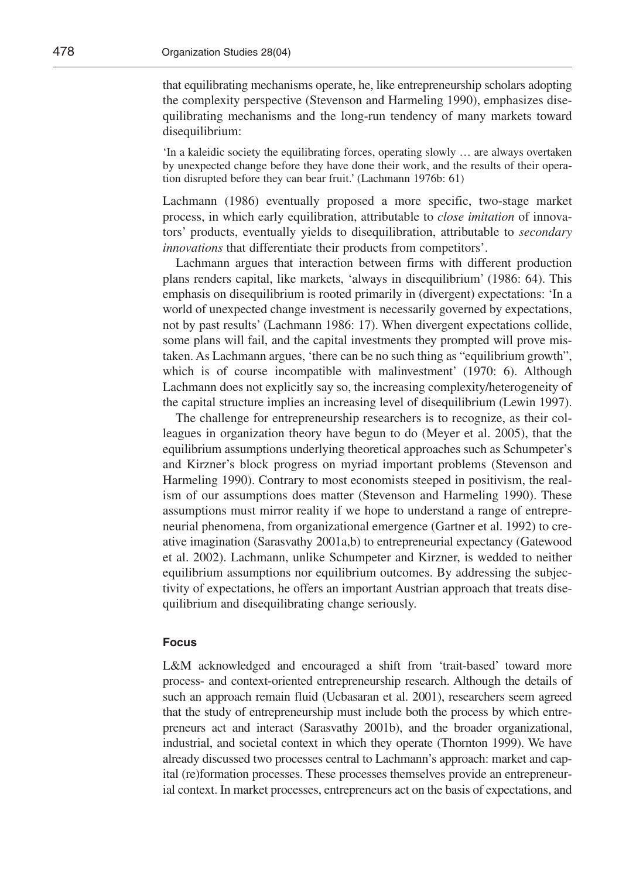that equilibrating mechanisms operate, he, like entrepreneurship scholars adopting the complexity perspective (Stevenson and Harmeling 1990), emphasizes disequilibrating mechanisms and the long-run tendency of many markets toward disequilibrium:

> 'In a kaleidic society the equilibrating forces, operating slowly … are always overtaken by unexpected change before they have done their work, and the results of their operation disrupted before they can bear fruit.' (Lachmann 1976b: 61)

Lachmann (1986) eventually proposed a more specific, two-stage market process, in which early equilibration, attributable to *close imitation* of innovators' products, eventually yields to disequilibration, attributable to *secondary innovations* that differentiate their products from competitors'.

Lachmann argues that interaction between firms with different production plans renders capital, like markets, 'always in disequilibrium' (1986: 64). This emphasis on disequilibrium is rooted primarily in (divergent) expectations: 'In a world of unexpected change investment is necessarily governed by expectations, not by past results' (Lachmann 1986: 17). When divergent expectations collide, some plans will fail, and the capital investments they prompted will prove mistaken. As Lachmann argues, 'there can be no such thing as "equilibrium growth", which is of course incompatible with malinvestment' (1970: 6). Although Lachmann does not explicitly say so, the increasing complexity/heterogeneity of the capital structure implies an increasing level of disequilibrium (Lewin 1997).

The challenge for entrepreneurship researchers is to recognize, as their colleagues in organization theory have begun to do (Meyer et al. 2005), that the equilibrium assumptions underlying theoretical approaches such as Schumpeter's and Kirzner's block progress on myriad important problems (Stevenson and Harmeling 1990). Contrary to most economists steeped in positivism, the realism of our assumptions does matter (Stevenson and Harmeling 1990). These assumptions must mirror reality if we hope to understand a range of entrepreneurial phenomena, from organizational emergence (Gartner et al. 1992) to creative imagination (Sarasvathy 2001a,b) to entrepreneurial expectancy (Gatewood et al. 2002). Lachmann, unlike Schumpeter and Kirzner, is wedded to neither equilibrium assumptions nor equilibrium outcomes. By addressing the subjectivity of expectations, he offers an important Austrian approach that treats disequilibrium and disequilibrating change seriously.

#### Focus

L&M acknowledged and encouraged a shift from 'trait-based' toward more process- and context-oriented entrepreneurship research. Although the details of such an approach remain fluid (Ucbasaran et al. 2001), researchers seem agreed that the study of entrepreneurship must include both the process by which entrepreneurs act and interact (Sarasvathy 2001b), and the broader organizational, industrial, and societal context in which they operate (Thornton 1999). We have already discussed two processes central to Lachmann's approach: market and capital (re)formation processes. These processes themselves provide an entrepreneurial context. In market processes, entrepreneurs act on the basis of expectations, and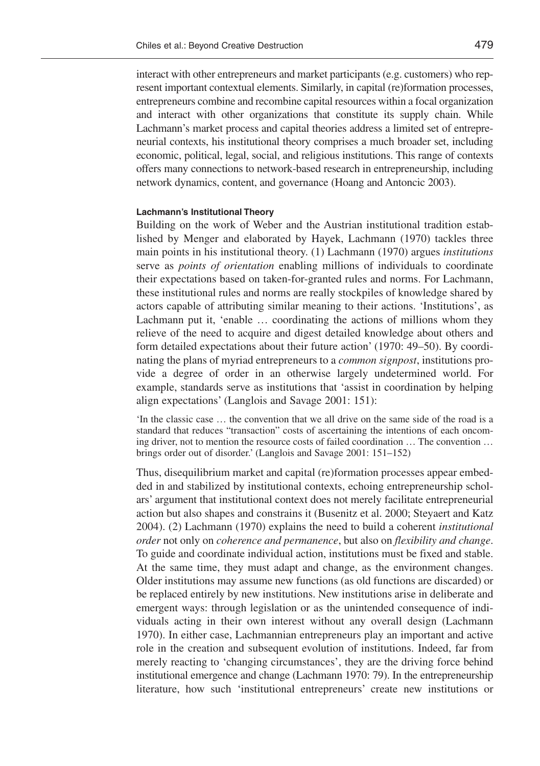interact with other entrepreneurs and market participants (e.g. customers) who represent important contextual elements. Similarly, in capital (re)formation processes, entrepreneurs combine and recombine capital resources within a focal organization and interact with other organizations that constitute its supply chain. While Lachmann's market process and capital theories address a limited set of entrepreneurial contexts, his institutional theory comprises a much broader set, including economic, political, legal, social, and religious institutions. This range of contexts offers many connections to network-based research in entrepreneurship, including network dynamics, content, and governance (Hoang and Antoncic 2003).

#### Lachmann's Institutional Theory

Building on the work of Weber and the Austrian institutional tradition established by Menger and elaborated by Hayek, Lachmann (1970) tackles three main points in his institutional theory. (1) Lachmann (1970) argues *institutions* serve as *points of orientation* enabling millions of individuals to coordinate their expectations based on taken-for-granted rules and norms. For Lachmann, these institutional rules and norms are really stockpiles of knowledge shared by actors capable of attributing similar meaning to their actions. 'Institutions', as Lachmann put it, 'enable … coordinating the actions of millions whom they relieve of the need to acquire and digest detailed knowledge about others and form detailed expectations about their future action' (1970: 49–50). By coordinating the plans of myriad entrepreneurs to a *common signpost*, institutions provide a degree of order in an otherwise largely undetermined world. For example, standards serve as institutions that 'assist in coordination by helping align expectations' (Langlois and Savage 2001: 151):

> 'In the classic case … the convention that we all drive on the same side of the road is a standard that reduces "transaction" costs of ascertaining the intentions of each oncoming driver, not to mention the resource costs of failed coordination … The convention … brings order out of disorder.' (Langlois and Savage 2001: 151–152)

Thus, disequilibrium market and capital (re)formation processes appear embedded in and stabilized by institutional contexts, echoing entrepreneurship scholars' argument that institutional context does not merely facilitate entrepreneurial action but also shapes and constrains it (Busenitz et al. 2000; Steyaert and Katz 2004). (2) Lachmann (1970) explains the need to build a coherent *institutional order* not only on *coherence and permanence*, but also on *flexibility and change*. To guide and coordinate individual action, institutions must be fixed and stable. At the same time, they must adapt and change, as the environment changes. Older institutions may assume new functions (as old functions are discarded) or be replaced entirely by new institutions. New institutions arise in deliberate and emergent ways: through legislation or as the unintended consequence of individuals acting in their own interest without any overall design (Lachmann 1970). In either case, Lachmannian entrepreneurs play an important and active role in the creation and subsequent evolution of institutions. Indeed, far from merely reacting to 'changing circumstances', they are the driving force behind institutional emergence and change (Lachmann 1970: 79). In the entrepreneurship literature, how such 'institutional entrepreneurs' create new institutions or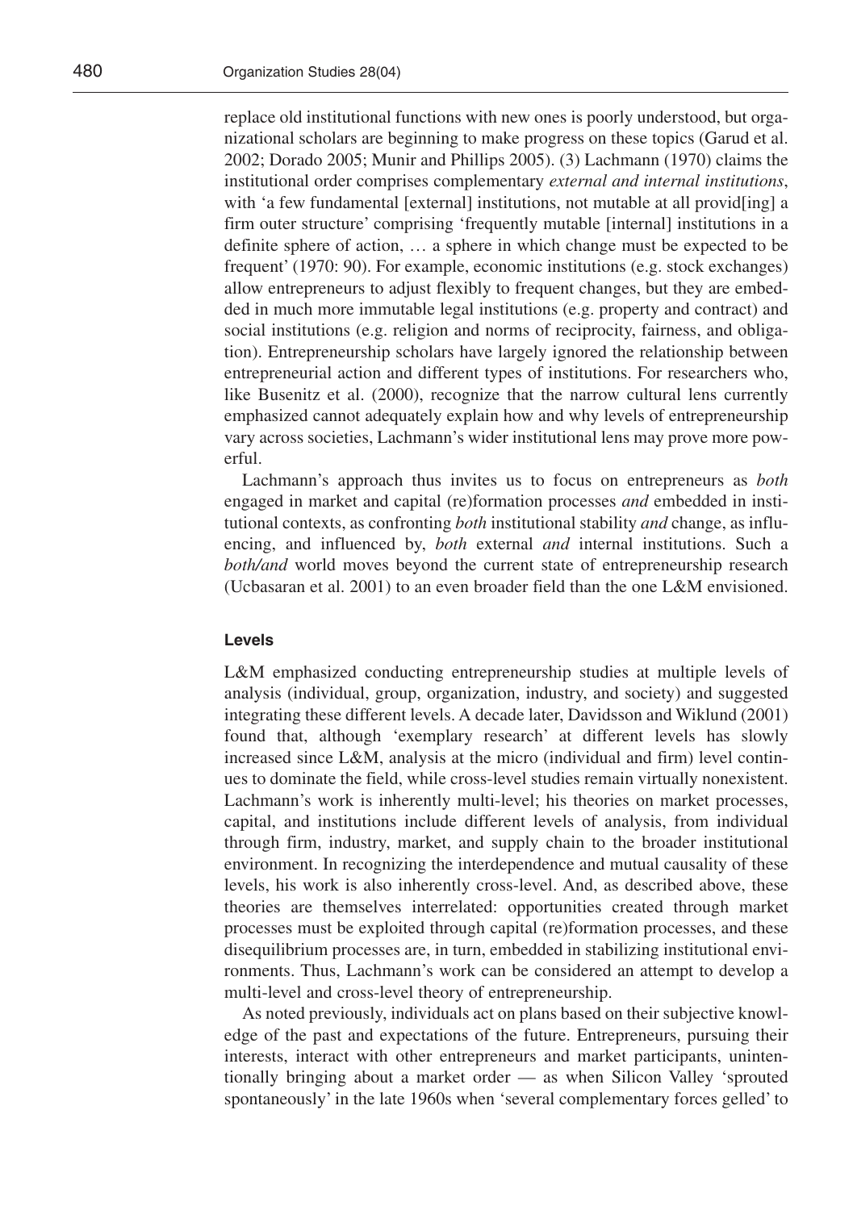replace old institutional functions with new ones is poorly understood, but organizational scholars are beginning to make progress on these topics (Garud et al. 2002; Dorado 2005; Munir and Phillips 2005). (3) Lachmann (1970) claims the institutional order comprises complementary *external and internal institutions*, with 'a few fundamental [external] institutions, not mutable at all provid[ing] a firm outer structure' comprising 'frequently mutable [internal] institutions in a definite sphere of action, … a sphere in which change must be expected to be frequent' (1970: 90). For example, economic institutions (e.g. stock exchanges) allow entrepreneurs to adjust flexibly to frequent changes, but they are embedded in much more immutable legal institutions (e.g. property and contract) and social institutions (e.g. religion and norms of reciprocity, fairness, and obligation). Entrepreneurship scholars have largely ignored the relationship between entrepreneurial action and different types of institutions. For researchers who, like Busenitz et al. (2000), recognize that the narrow cultural lens currently emphasized cannot adequately explain how and why levels of entrepreneurship vary across societies, Lachmann's wider institutional lens may prove more powerful.

Lachmann's approach thus invites us to focus on entrepreneurs as *both* engaged in market and capital (re)formation processes *and* embedded in institutional contexts, as confronting *both* institutional stability *and* change, as influencing, and influenced by, *both* external *and* internal institutions. Such a *both/and* world moves beyond the current state of entrepreneurship research (Ucbasaran et al. 2001) to an even broader field than the one L&M envisioned.

### Levels

L&M emphasized conducting entrepreneurship studies at multiple levels of analysis (individual, group, organization, industry, and society) and suggested integrating these different levels. A decade later, Davidsson and Wiklund (2001) found that, although 'exemplary research' at different levels has slowly increased since L&M, analysis at the micro (individual and firm) level continues to dominate the field, while cross-level studies remain virtually nonexistent. Lachmann's work is inherently multi-level; his theories on market processes, capital, and institutions include different levels of analysis, from individual through firm, industry, market, and supply chain to the broader institutional environment. In recognizing the interdependence and mutual causality of these levels, his work is also inherently cross-level. And, as described above, these theories are themselves interrelated: opportunities created through market processes must be exploited through capital (re)formation processes, and these disequilibrium processes are, in turn, embedded in stabilizing institutional environments. Thus, Lachmann's work can be considered an attempt to develop a multi-level and cross-level theory of entrepreneurship.

As noted previously, individuals act on plans based on their subjective knowledge of the past and expectations of the future. Entrepreneurs, pursuing their interests, interact with other entrepreneurs and market participants, unintentionally bringing about a market order — as when Silicon Valley 'sprouted spontaneously' in the late 1960s when 'several complementary forces gelled' to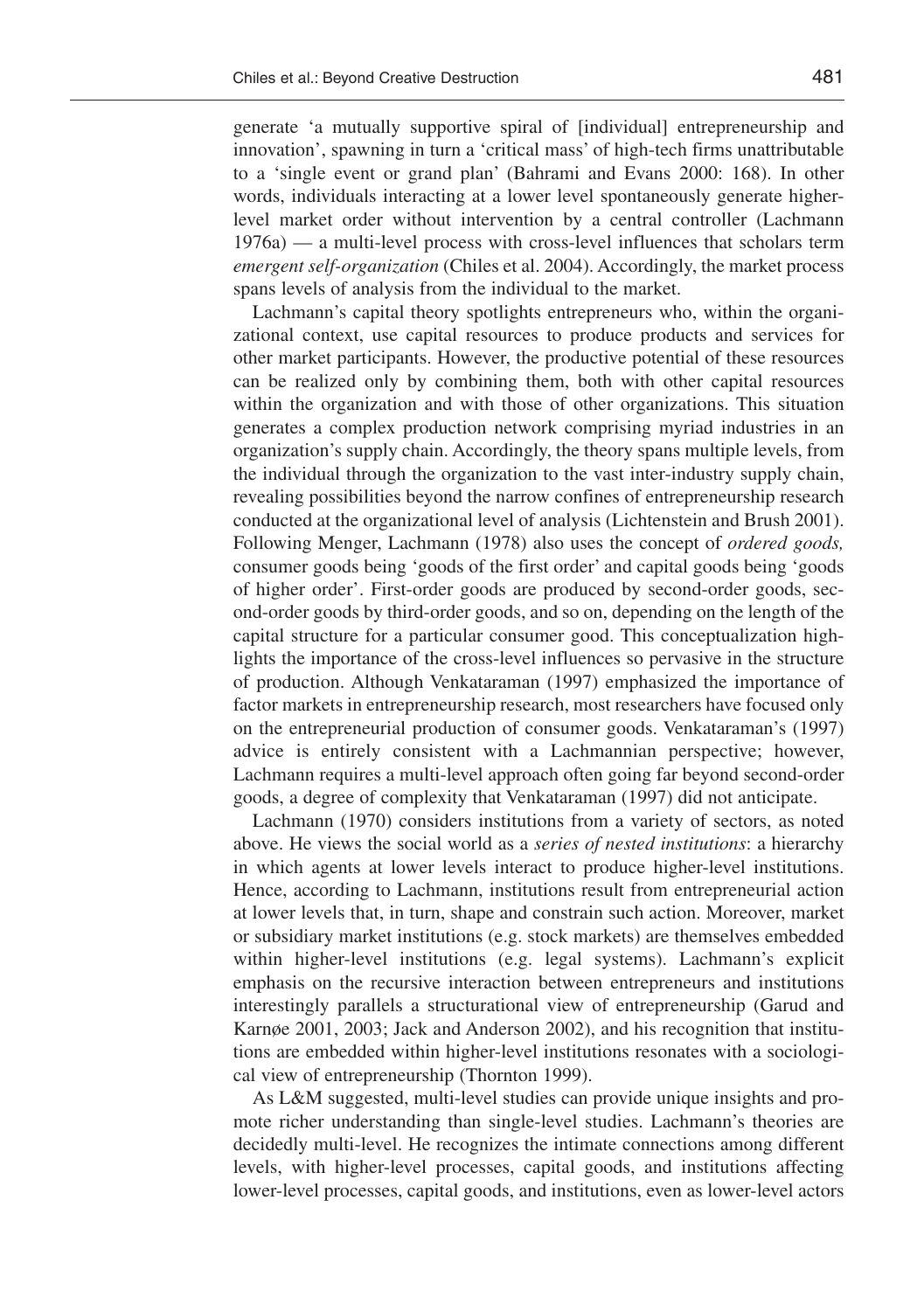generate 'a mutually supportive spiral of [individual] entrepreneurship and innovation', spawning in turn a 'critical mass' of high-tech firms unattributable to a 'single event or grand plan' (Bahrami and Evans 2000: 168). In other words, individuals interacting at a lower level spontaneously generate higher-level market order without intervention by a central controller (Lachmann 1976a) — a multi-level process with cross-level influences that scholars term *emergent self-organization* (Chiles et al. 2004). Accordingly, the market process spans levels of analysis from the individual to the market.

Lachmann's capital theory spotlights entrepreneurs who, within the organizational context, use capital resources to produce products and services for other market participants. However, the productive potential of these resources can be realized only by combining them, both with other capital resources within the organization and with those of other organizations. This situation generates a complex production network comprising myriad industries in an organization's supply chain. Accordingly, the theory spans multiple levels, from the individual through the organization to the vast inter-industry supply chain, revealing possibilities beyond the narrow confines of entrepreneurship research conducted at the organizational level of analysis (Lichtenstein and Brush 2001). Following Menger, Lachmann (1978) also uses the concept of *ordered goods,* consumer goods being 'goods of the first order' and capital goods being 'goods of higher order'. First-order goods are produced by second-order goods, second-order goods by third-order goods, and so on, depending on the length of the capital structure for a particular consumer good. This conceptualization highlights the importance of the cross-level influences so pervasive in the structure of production. Although Venkataraman (1997) emphasized the importance of factor markets in entrepreneurship research, most researchers have focused only on the entrepreneurial production of consumer goods. Venkataraman's (1997) advice is entirely consistent with a Lachmannian perspective; however, Lachmann requires a multi-level approach often going far beyond second-order goods, a degree of complexity that Venkataraman (1997) did not anticipate.

Lachmann (1970) considers institutions from a variety of sectors, as noted above. He views the social world as a *series of nested institutions*: a hierarchy in which agents at lower levels interact to produce higher-level institutions. Hence, according to Lachmann, institutions result from entrepreneurial action at lower levels that, in turn, shape and constrain such action. Moreover, market or subsidiary market institutions (e.g. stock markets) are themselves embedded within higher-level institutions (e.g. legal systems). Lachmann's explicit emphasis on the recursive interaction between entrepreneurs and institutions interestingly parallels a structurational view of entrepreneurship (Garud and Karnøe 2001, 2003; Jack and Anderson 2002), and his recognition that institutions are embedded within higher-level institutions resonates with a sociological view of entrepreneurship (Thornton 1999).

As L&M suggested, multi-level studies can provide unique insights and promote richer understanding than single-level studies. Lachmann's theories are decidedly multi-level. He recognizes the intimate connections among different levels, with higher-level processes, capital goods, and institutions affecting lower-level processes, capital goods, and institutions, even as lower-level actors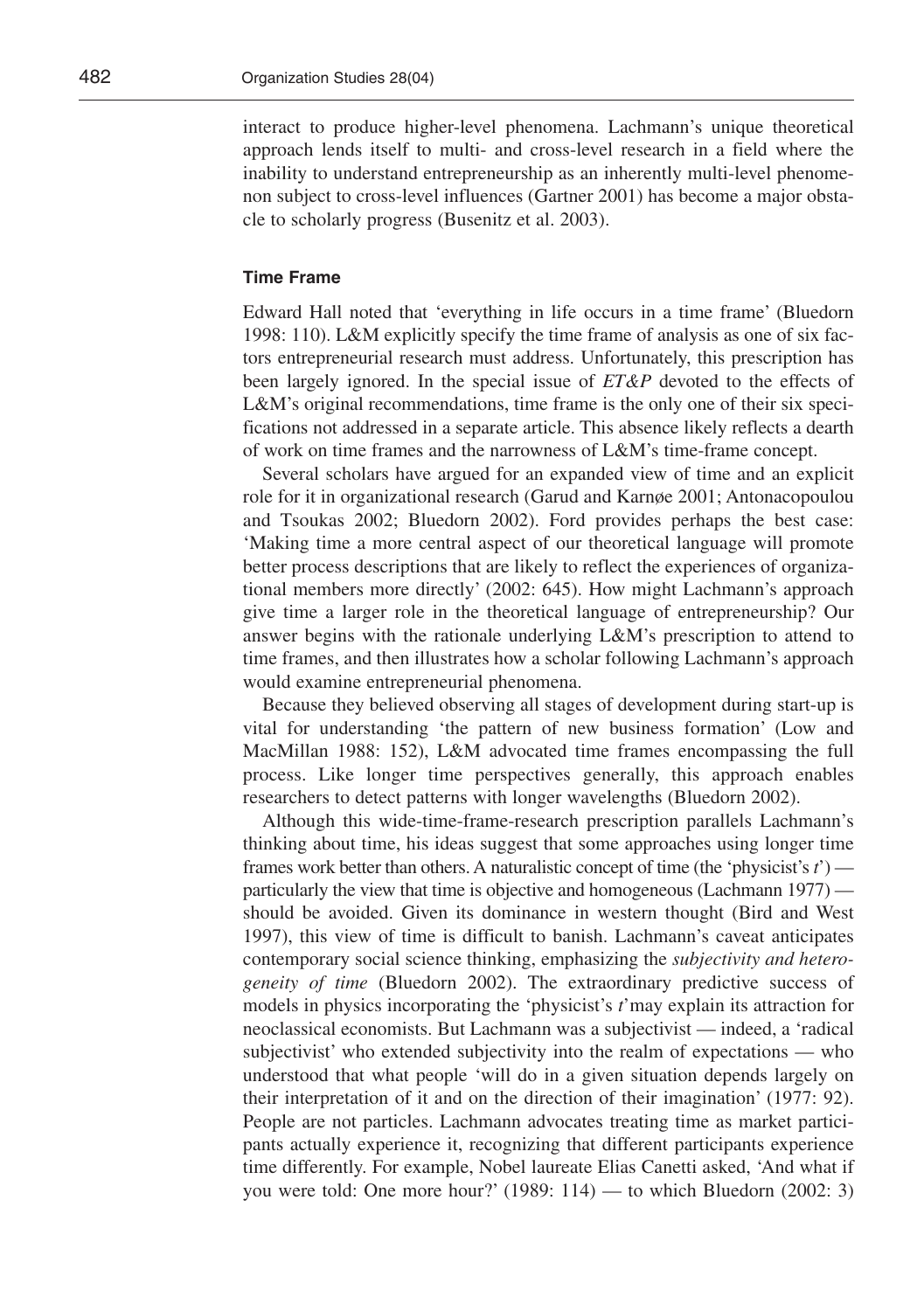interact to produce higher-level phenomena. Lachmann's unique theoretical approach lends itself to multi- and cross-level research in a field where the inability to understand entrepreneurship as an inherently multi-level phenomenon subject to cross-level influences (Gartner 2001) has become a major obstacle to scholarly progress (Busenitz et al. 2003).

### Time Frame

Edward Hall noted that 'everything in life occurs in a time frame' (Bluedorn 1998: 110). L&M explicitly specify the time frame of analysis as one of six factors entrepreneurial research must address. Unfortunately, this prescription has been largely ignored. In the special issue of *ET&P* devoted to the effects of L&M's original recommendations, time frame is the only one of their six specifications not addressed in a separate article. This absence likely reflects a dearth of work on time frames and the narrowness of L&M's time-frame concept.

Several scholars have argued for an expanded view of time and an explicit role for it in organizational research (Garud and Karnøe 2001; Antonacopoulou and Tsoukas 2002; Bluedorn 2002). Ford provides perhaps the best case: 'Making time a more central aspect of our theoretical language will promote better process descriptions that are likely to reflect the experiences of organizational members more directly' (2002: 645). How might Lachmann's approach give time a larger role in the theoretical language of entrepreneurship? Our answer begins with the rationale underlying L&M's prescription to attend to time frames, and then illustrates how a scholar following Lachmann's approach would examine entrepreneurial phenomena.

Because they believed observing all stages of development during start-up is vital for understanding 'the pattern of new business formation' (Low and MacMillan 1988: 152), L&M advocated time frames encompassing the full process. Like longer time perspectives generally, this approach enables researchers to detect patterns with longer wavelengths (Bluedorn 2002).

Although this wide-time-frame-research prescription parallels Lachmann's thinking about time, his ideas suggest that some approaches using longer time frames work better than others. A naturalistic concept of time (the 'physicist's *t*') — particularly the view that time is objective and homogeneous (Lachmann 1977) — should be avoided. Given its dominance in western thought (Bird and West 1997), this view of time is difficult to banish. Lachmann's caveat anticipates contemporary social science thinking, emphasizing the *subjectivity and heterogeneity of time* (Bluedorn 2002). The extraordinary predictive success of models in physics incorporating the 'physicist's *t*' may explain its attraction for neoclassical economists. But Lachmann was a subjectivist — indeed, a 'radical subjectivist' who extended subjectivity into the realm of expectations — who understood that what people 'will do in a given situation depends largely on their interpretation of it and on the direction of their imagination' (1977: 92). People are not particles. Lachmann advocates treating time as market participants actually experience it, recognizing that different participants experience time differently. For example, Nobel laureate Elias Canetti asked, 'And what if you were told: One more hour?' (1989: 114) — to which Bluedorn (2002: 3)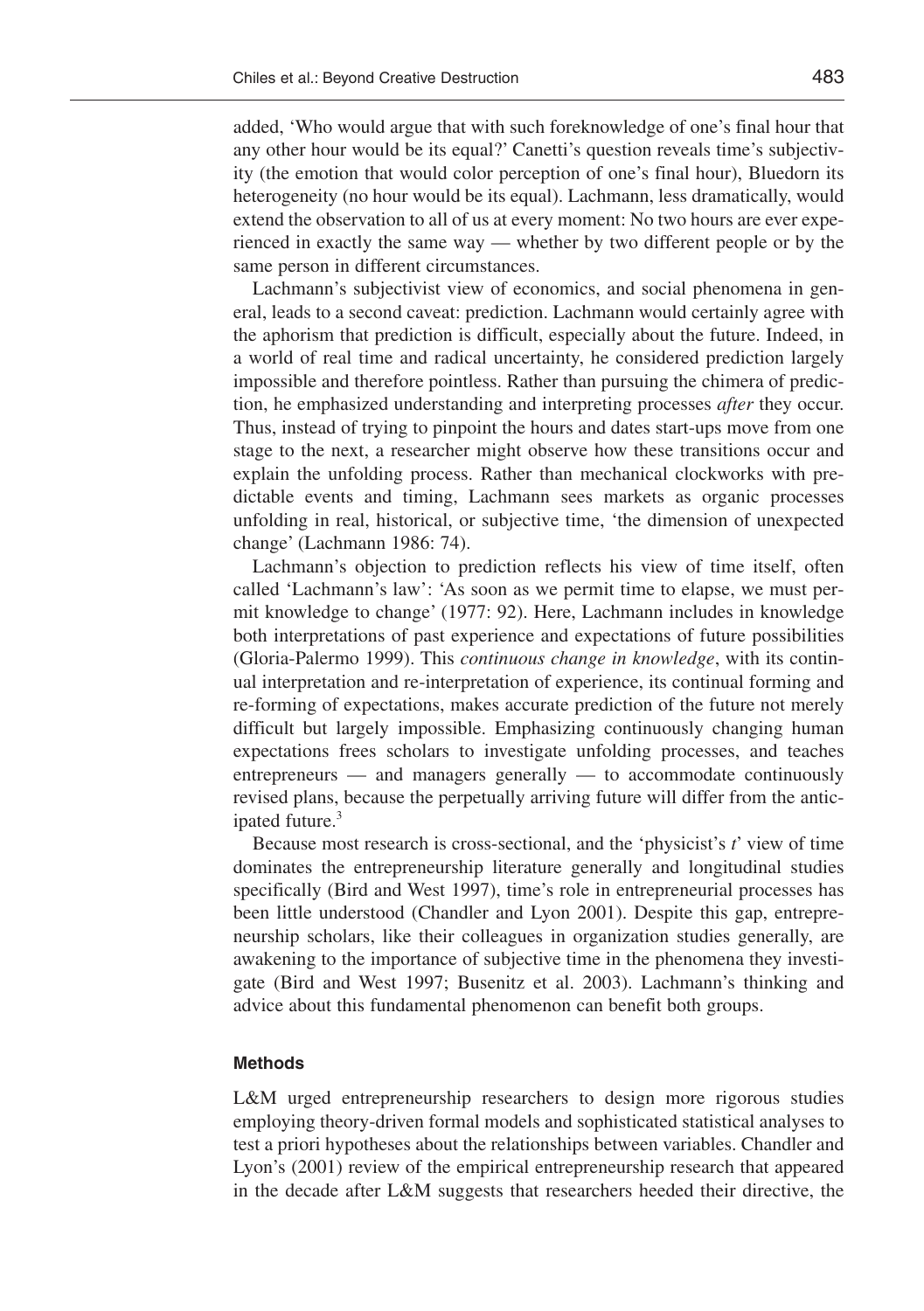added, 'Who would argue that with such foreknowledge of one's final hour that any other hour would be its equal?' Canetti's question reveals time's subjectivity (the emotion that would color perception of one's final hour), Bluedorn its heterogeneity (no hour would be its equal). Lachmann, less dramatically, would extend the observation to all of us at every moment: No two hours are ever experienced in exactly the same way — whether by two different people or by the same person in different circumstances.

Lachmann's subjectivist view of economics, and social phenomena in general, leads to a second caveat: prediction. Lachmann would certainly agree with the aphorism that prediction is difficult, especially about the future. Indeed, in a world of real time and radical uncertainty, he considered prediction largely impossible and therefore pointless. Rather than pursuing the chimera of prediction, he emphasized understanding and interpreting processes *after* they occur. Thus, instead of trying to pinpoint the hours and dates start-ups move from one stage to the next, a researcher might observe how these transitions occur and explain the unfolding process. Rather than mechanical clockworks with predictable events and timing, Lachmann sees markets as organic processes unfolding in real, historical, or subjective time, 'the dimension of unexpected change' (Lachmann 1986: 74).

Lachmann's objection to prediction reflects his view of time itself, often called 'Lachmann's law': 'As soon as we permit time to elapse, we must permit knowledge to change' (1977: 92). Here, Lachmann includes in knowledge both interpretations of past experience and expectations of future possibilities (Gloria-Palermo 1999). This *continuous change in knowledge*, with its continual interpretation and re-interpretation of experience, its continual forming and re-forming of expectations, makes accurate prediction of the future not merely difficult but largely impossible. Emphasizing continuously changing human expectations frees scholars to investigate unfolding processes, and teaches entrepreneurs — and managers generally — to accommodate continuously revised plans, because the perpetually arriving future will differ from the anticipated future.[3]

Because most research is cross-sectional, and the 'physicist's *t*' view of time dominates the entrepreneurship literature generally and longitudinal studies specifically (Bird and West 1997), time's role in entrepreneurial processes has been little understood (Chandler and Lyon 2001). Despite this gap, entrepreneurship scholars, like their colleagues in organization studies generally, are awakening to the importance of subjective time in the phenomena they investigate (Bird and West 1997; Busenitz et al. 2003). Lachmann's thinking and advice about this fundamental phenomenon can benefit both groups.

#### Methods

L&M urged entrepreneurship researchers to design more rigorous studies employing theory-driven formal models and sophisticated statistical analyses to test a priori hypotheses about the relationships between variables. Chandler and Lyon's (2001) review of the empirical entrepreneurship research that appeared in the decade after L&M suggests that researchers heeded their directive, the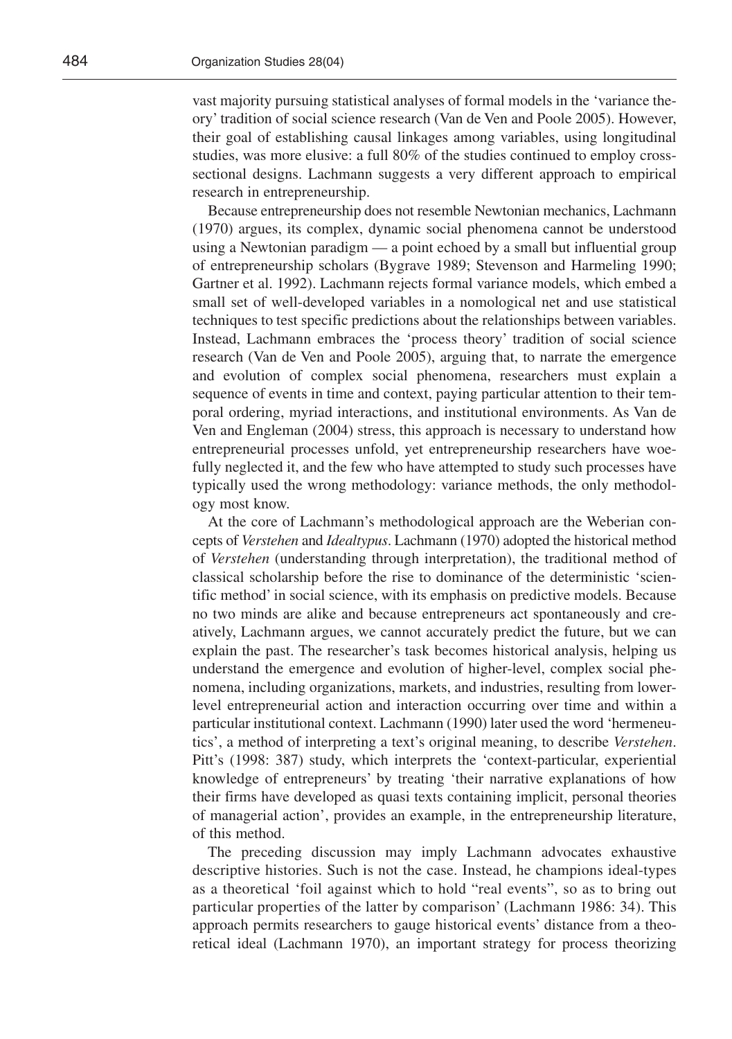vast majority pursuing statistical analyses of formal models in the 'variance theory' tradition of social science research (Van de Ven and Poole 2005). However, their goal of establishing causal linkages among variables, using longitudinal studies, was more elusive: a full 80% of the studies continued to employ cross-sectional designs. Lachmann suggests a very different approach to empirical research in entrepreneurship.

Because entrepreneurship does not resemble Newtonian mechanics, Lachmann (1970) argues, its complex, dynamic social phenomena cannot be understood using a Newtonian paradigm — a point echoed by a small but influential group of entrepreneurship scholars (Bygrave 1989; Stevenson and Harmeling 1990; Gartner et al. 1992). Lachmann rejects formal variance models, which embed a small set of well-developed variables in a nomological net and use statistical techniques to test specific predictions about the relationships between variables. Instead, Lachmann embraces the 'process theory' tradition of social science research (Van de Ven and Poole 2005), arguing that, to narrate the emergence and evolution of complex social phenomena, researchers must explain a sequence of events in time and context, paying particular attention to their temporal ordering, myriad interactions, and institutional environments. As Van de Ven and Engleman (2004) stress, this approach is necessary to understand how entrepreneurial processes unfold, yet entrepreneurship researchers have woefully neglected it, and the few who have attempted to study such processes have typically used the wrong methodology: variance methods, the only methodology most know.

At the core of Lachmann's methodological approach are the Weberian concepts of *Verstehen* and *Idealtypus*. Lachmann (1970) adopted the historical method of *Verstehen* (understanding through interpretation), the traditional method of classical scholarship before the rise to dominance of the deterministic 'scientific method' in social science, with its emphasis on predictive models. Because no two minds are alike and because entrepreneurs act spontaneously and creatively, Lachmann argues, we cannot accurately predict the future, but we can explain the past. The researcher's task becomes historical analysis, helping us understand the emergence and evolution of higher-level, complex social phenomena, including organizations, markets, and industries, resulting from lower-level entrepreneurial action and interaction occurring over time and within a particular institutional context. Lachmann (1990) later used the word 'hermeneutics', a method of interpreting a text's original meaning, to describe *Verstehen*. Pitt's (1998: 387) study, which interprets the 'context-particular, experiential knowledge of entrepreneurs' by treating 'their narrative explanations of how their firms have developed as quasi texts containing implicit, personal theories of managerial action', provides an example, in the entrepreneurship literature, of this method.

The preceding discussion may imply Lachmann advocates exhaustive descriptive histories. Such is not the case. Instead, he champions ideal-types as a theoretical 'foil against which to hold "real events", so as to bring out particular properties of the latter by comparison' (Lachmann 1986: 34). This approach permits researchers to gauge historical events' distance from a theoretical ideal (Lachmann 1970), an important strategy for process theorizing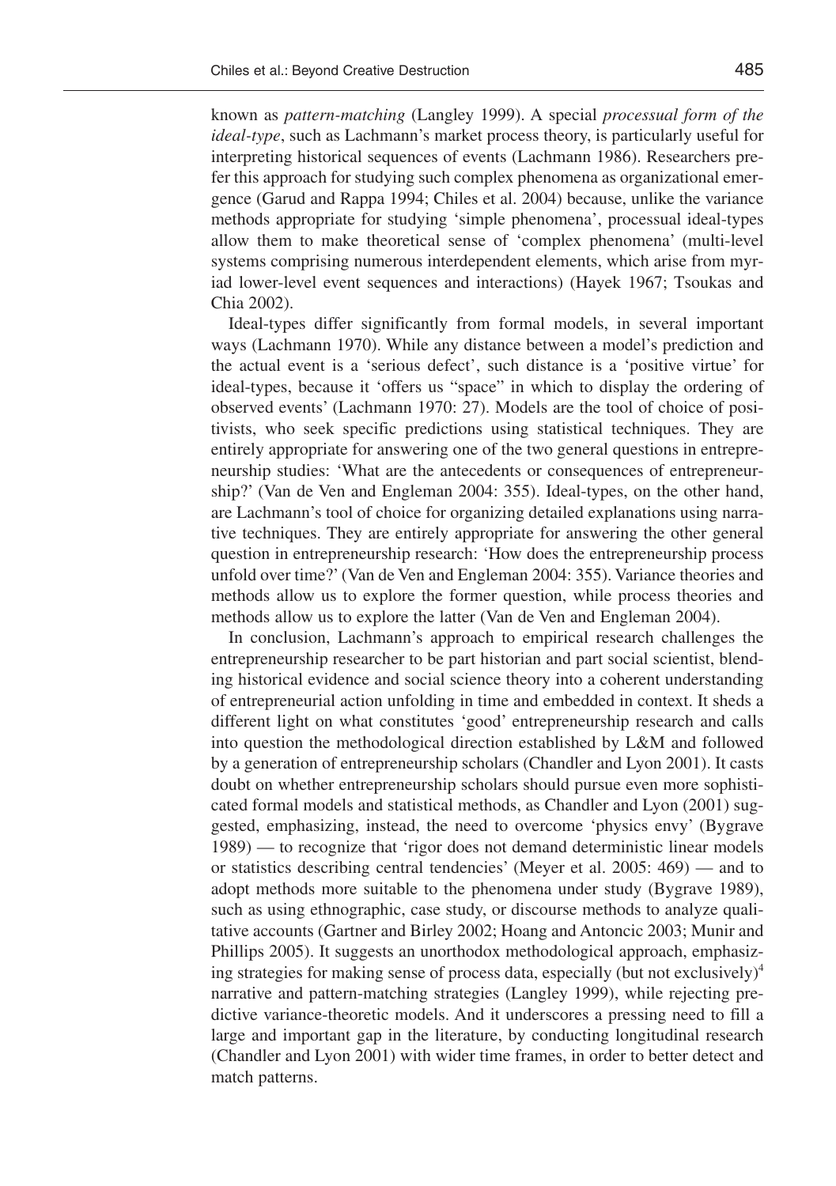known as *pattern-matching* (Langley 1999). A special *processual form of the ideal-type*, such as Lachmann's market process theory, is particularly useful for interpreting historical sequences of events (Lachmann 1986). Researchers prefer this approach for studying such complex phenomena as organizational emergence (Garud and Rappa 1994; Chiles et al. 2004) because, unlike the variance methods appropriate for studying 'simple phenomena', processual ideal-types allow them to make theoretical sense of 'complex phenomena' (multi-level systems comprising numerous interdependent elements, which arise from myriad lower-level event sequences and interactions) (Hayek 1967; Tsoukas and Chia 2002).

Ideal-types differ significantly from formal models, in several important ways (Lachmann 1970). While any distance between a model's prediction and the actual event is a 'serious defect', such distance is a 'positive virtue' for ideal-types, because it 'offers us "space" in which to display the ordering of observed events' (Lachmann 1970: 27). Models are the tool of choice of positivists, who seek specific predictions using statistical techniques. They are entirely appropriate for answering one of the two general questions in entrepreneurship studies: 'What are the antecedents or consequences of entrepreneurship?' (Van de Ven and Engleman 2004: 355). Ideal-types, on the other hand, are Lachmann's tool of choice for organizing detailed explanations using narrative techniques. They are entirely appropriate for answering the other general question in entrepreneurship research: 'How does the entrepreneurship process unfold over time?' (Van de Ven and Engleman 2004: 355). Variance theories and methods allow us to explore the former question, while process theories and methods allow us to explore the latter (Van de Ven and Engleman 2004).

In conclusion, Lachmann's approach to empirical research challenges the entrepreneurship researcher to be part historian and part social scientist, blending historical evidence and social science theory into a coherent understanding of entrepreneurial action unfolding in time and embedded in context. It sheds a different light on what constitutes 'good' entrepreneurship research and calls into question the methodological direction established by L&M and followed by a generation of entrepreneurship scholars (Chandler and Lyon 2001). It casts doubt on whether entrepreneurship scholars should pursue even more sophisticated formal models and statistical methods, as Chandler and Lyon (2001) suggested, emphasizing, instead, the need to overcome 'physics envy' (Bygrave 1989) — to recognize that 'rigor does not demand deterministic linear models or statistics describing central tendencies' (Meyer et al. 2005: 469) — and to adopt methods more suitable to the phenomena under study (Bygrave 1989), such as using ethnographic, case study, or discourse methods to analyze qualitative accounts (Gartner and Birley 2002; Hoang and Antoncic 2003; Munir and Phillips 2005). It suggests an unorthodox methodological approach, emphasizing strategies for making sense of process data, especially (but not exclusively)[4] narrative and pattern-matching strategies (Langley 1999), while rejecting predictive variance-theoretic models. And it underscores a pressing need to fill a large and important gap in the literature, by conducting longitudinal research (Chandler and Lyon 2001) with wider time frames, in order to better detect and match patterns.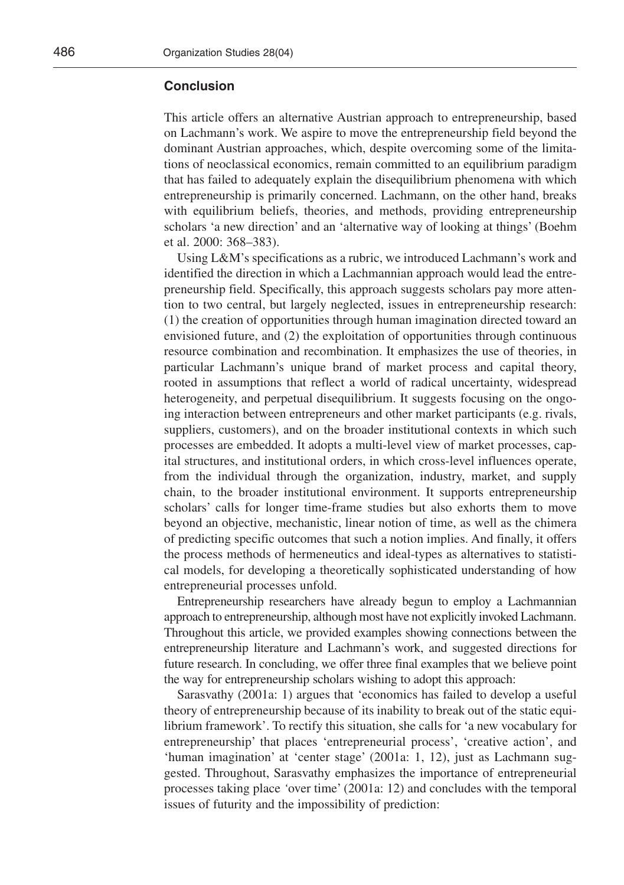## Conclusion

This article offers an alternative Austrian approach to entrepreneurship, based on Lachmann's work. We aspire to move the entrepreneurship field beyond the dominant Austrian approaches, which, despite overcoming some of the limitations of neoclassical economics, remain committed to an equilibrium paradigm that has failed to adequately explain the disequilibrium phenomena with which entrepreneurship is primarily concerned. Lachmann, on the other hand, breaks with equilibrium beliefs, theories, and methods, providing entrepreneurship scholars 'a new direction' and an 'alternative way of looking at things' (Boehm et al. 2000: 368–383).

Using L&M's specifications as a rubric, we introduced Lachmann's work and identified the direction in which a Lachmannian approach would lead the entrepreneurship field. Specifically, this approach suggests scholars pay more attention to two central, but largely neglected, issues in entrepreneurship research: (1) the creation of opportunities through human imagination directed toward an envisioned future, and (2) the exploitation of opportunities through continuous resource combination and recombination. It emphasizes the use of theories, in particular Lachmann's unique brand of market process and capital theory, rooted in assumptions that reflect a world of radical uncertainty, widespread heterogeneity, and perpetual disequilibrium. It suggests focusing on the ongoing interaction between entrepreneurs and other market participants (e.g. rivals, suppliers, customers), and on the broader institutional contexts in which such processes are embedded. It adopts a multi-level view of market processes, capital structures, and institutional orders, in which cross-level influences operate, from the individual through the organization, industry, market, and supply chain, to the broader institutional environment. It supports entrepreneurship scholars' calls for longer time-frame studies but also exhorts them to move beyond an objective, mechanistic, linear notion of time, as well as the chimera of predicting specific outcomes that such a notion implies. And finally, it offers the process methods of hermeneutics and ideal-types as alternatives to statistical models, for developing a theoretically sophisticated understanding of how entrepreneurial processes unfold.

Entrepreneurship researchers have already begun to employ a Lachmannian approach to entrepreneurship, although most have not explicitly invoked Lachmann. Throughout this article, we provided examples showing connections between the entrepreneurship literature and Lachmann's work, and suggested directions for future research. In concluding, we offer three final examples that we believe point the way for entrepreneurship scholars wishing to adopt this approach:

Sarasvathy (2001a: 1) argues that 'economics has failed to develop a useful theory of entrepreneurship because of its inability to break out of the static equilibrium framework'. To rectify this situation, she calls for 'a new vocabulary for entrepreneurship' that places 'entrepreneurial process', 'creative action', and 'human imagination' at 'center stage' (2001a: 1, 12), just as Lachmann suggested. Throughout, Sarasvathy emphasizes the importance of entrepreneurial processes taking place 'over time' (2001a: 12) and concludes with the temporal issues of futurity and the impossibility of prediction: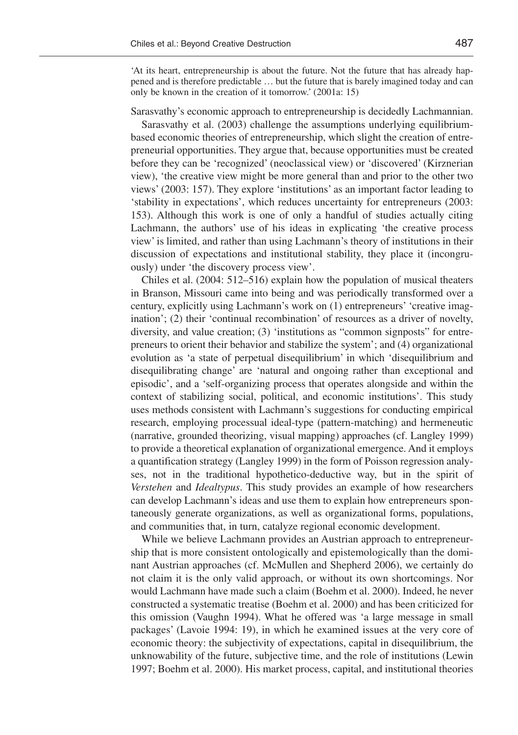'At its heart, entrepreneurship is about the future. Not the future that has already happened and is therefore predictable … but the future that is barely imagined today and can only be known in the creation of it tomorrow.' (2001a: 15)

Sarasvathy's economic approach to entrepreneurship is decidedly Lachmannian.

Sarasvathy et al. (2003) challenge the assumptions underlying equilibrium-based economic theories of entrepreneurship, which slight the creation of entrepreneurial opportunities. They argue that, because opportunities must be created before they can be 'recognized' (neoclassical view) or 'discovered' (Kirznerian view), 'the creative view might be more general than and prior to the other two views' (2003: 157). They explore 'institutions' as an important factor leading to 'stability in expectations', which reduces uncertainty for entrepreneurs (2003: 153). Although this work is one of only a handful of studies actually citing Lachmann, the authors' use of his ideas in explicating 'the creative process view' is limited, and rather than using Lachmann's theory of institutions in their discussion of expectations and institutional stability, they place it (incongruously) under 'the discovery process view'.

Chiles et al. (2004: 512–516) explain how the population of musical theaters in Branson, Missouri came into being and was periodically transformed over a century, explicitly using Lachmann's work on (1) entrepreneurs' 'creative imagination'; (2) their 'continual recombination' of resources as a driver of novelty, diversity, and value creation; (3) 'institutions as "common signposts" for entrepreneurs to orient their behavior and stabilize the system'; and (4) organizational evolution as 'a state of perpetual disequilibrium' in which 'disequilibrium and disequilibrating change' are 'natural and ongoing rather than exceptional and episodic', and a 'self-organizing process that operates alongside and within the context of stabilizing social, political, and economic institutions'. This study uses methods consistent with Lachmann's suggestions for conducting empirical research, employing processual ideal-type (pattern-matching) and hermeneutic (narrative, grounded theorizing, visual mapping) approaches (cf. Langley 1999) to provide a theoretical explanation of organizational emergence. And it employs a quantification strategy (Langley 1999) in the form of Poisson regression analyses, not in the traditional hypothetico-deductive way, but in the spirit of *Verstehen* and *Idealtypus*. This study provides an example of how researchers can develop Lachmann's ideas and use them to explain how entrepreneurs spontaneously generate organizations, as well as organizational forms, populations, and communities that, in turn, catalyze regional economic development.

While we believe Lachmann provides an Austrian approach to entrepreneurship that is more consistent ontologically and epistemologically than the dominant Austrian approaches (cf. McMullen and Shepherd 2006), we certainly do not claim it is the only valid approach, or without its own shortcomings. Nor would Lachmann have made such a claim (Boehm et al. 2000). Indeed, he never constructed a systematic treatise (Boehm et al. 2000) and has been criticized for this omission (Vaughn 1994). What he offered was 'a large message in small packages' (Lavoie 1994: 19), in which he examined issues at the very core of economic theory: the subjectivity of expectations, capital in disequilibrium, the unknowability of the future, subjective time, and the role of institutions (Lewin 1997; Boehm et al. 2000). His market process, capital, and institutional theories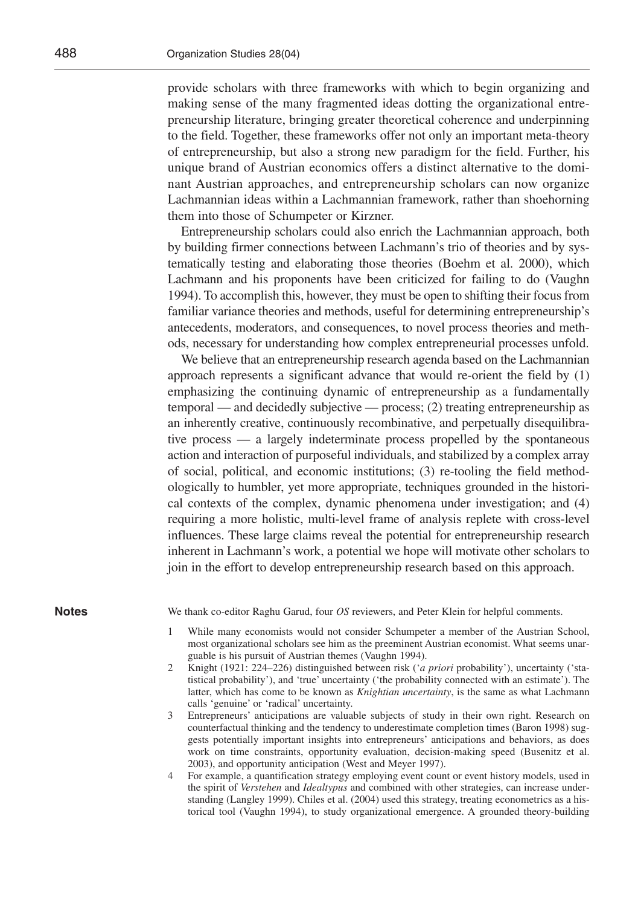provide scholars with three frameworks with which to begin organizing and making sense of the many fragmented ideas dotting the organizational entrepreneurship literature, bringing greater theoretical coherence and underpinning to the field. Together, these frameworks offer not only an important meta-theory of entrepreneurship, but also a strong new paradigm for the field. Further, his unique brand of Austrian economics offers a distinct alternative to the dominant Austrian approaches, and entrepreneurship scholars can now organize Lachmannian ideas within a Lachmannian framework, rather than shoehorning them into those of Schumpeter or Kirzner.

Entrepreneurship scholars could also enrich the Lachmannian approach, both by building firmer connections between Lachmann's trio of theories and by systematically testing and elaborating those theories (Boehm et al. 2000), which Lachmann and his proponents have been criticized for failing to do (Vaughn 1994). To accomplish this, however, they must be open to shifting their focus from familiar variance theories and methods, useful for determining entrepreneurship's antecedents, moderators, and consequences, to novel process theories and methods, necessary for understanding how complex entrepreneurial processes unfold.

We believe that an entrepreneurship research agenda based on the Lachmannian approach represents a significant advance that would re-orient the field by (1) emphasizing the continuing dynamic of entrepreneurship as a fundamentally temporal — and decidedly subjective — process; (2) treating entrepreneurship as an inherently creative, continuously recombinative, and perpetually disequilibrative process — a largely indeterminate process propelled by the spontaneous action and interaction of purposeful individuals, and stabilized by a complex array of social, political, and economic institutions; (3) re-tooling the field methodologically to humbler, yet more appropriate, techniques grounded in the historical contexts of the complex, dynamic phenomena under investigation; and (4) requiring a more holistic, multi-level frame of analysis replete with cross-level influences. These large claims reveal the potential for entrepreneurship research inherent in Lachmann's work, a potential we hope will motivate other scholars to join in the effort to develop entrepreneurship research based on this approach.

## Notes

We thank co-editor Raghu Garud, four *OS* reviewers, and Peter Klein for helpful comments.

1. While many economists would not consider Schumpeter a member of the Austrian School, most organizational scholars see him as the preeminent Austrian economist. What seems unarguable is his pursuit of Austrian themes (Vaughn 1994).
2. Knight (1921: 224–226) distinguished between risk ('*a priori* probability'), uncertainty ('statistical probability'), and 'true' uncertainty ('the probability connected with an estimate'). The latter, which has come to be known as *Knightian uncertainty*, is the same as what Lachmann calls 'genuine' or 'radical' uncertainty.
3. Entrepreneurs' anticipations are valuable subjects of study in their own right. Research on counterfactual thinking and the tendency to underestimate completion times (Baron 1998) suggests potentially important insights into entrepreneurs' anticipations and behaviors, as does work on time constraints, opportunity evaluation, decision-making speed (Busenitz et al. 2003), and opportunity anticipation (West and Meyer 1997).
4. For example, a quantification strategy employing event count or event history models, used in the spirit of *Verstehen* and *Idealtypus* and combined with other strategies, can increase understanding (Langley 1999). Chiles et al. (2004) used this strategy, treating econometrics as a historical tool (Vaughn 1994), to study organizational emergence. A grounded theory-building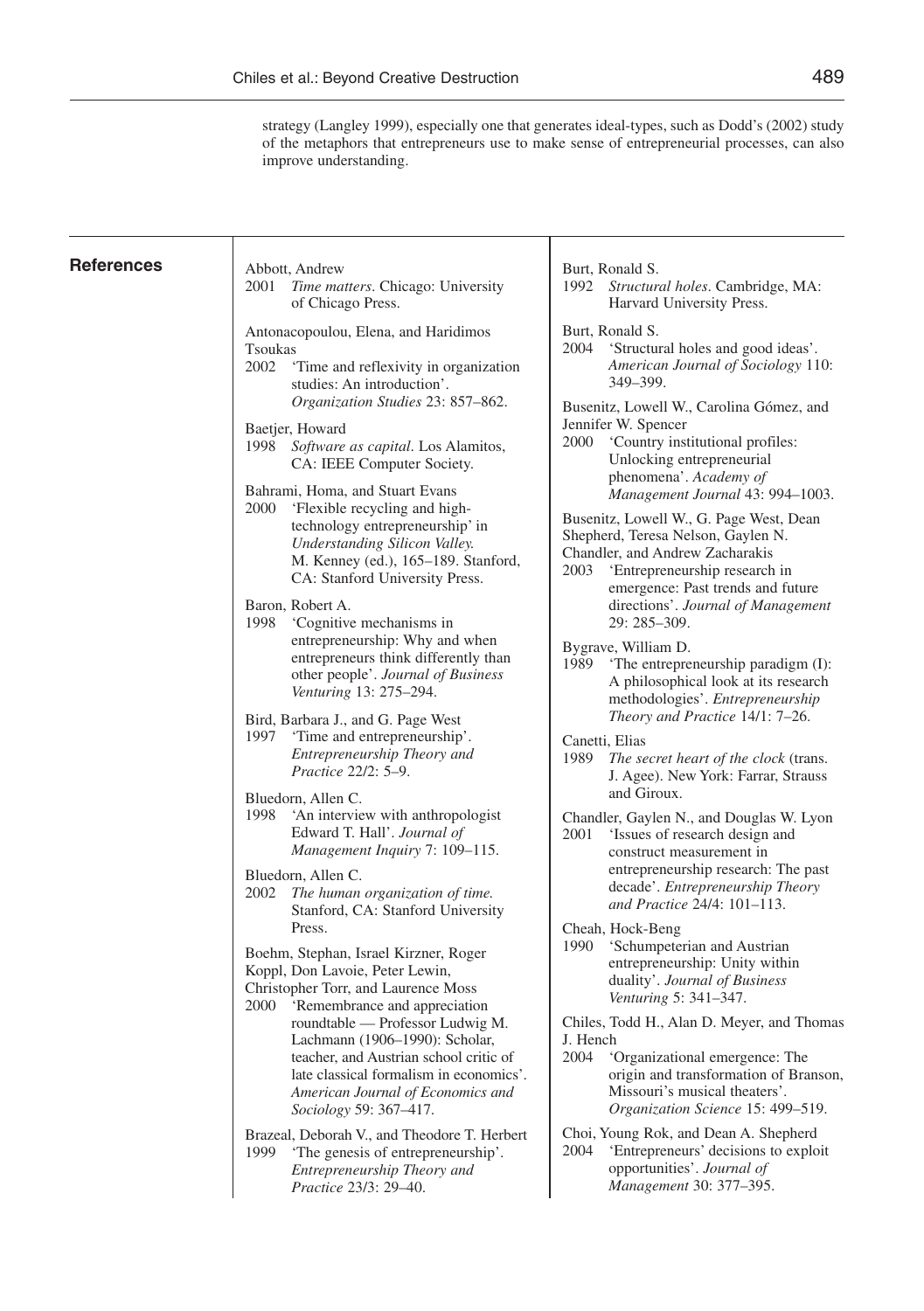strategy (Langley 1999), especially one that generates ideal-types, such as Dodd's (2002) study of the metaphors that entrepreneurs use to make sense of entrepreneurial processes, can also improve understanding.

## References

Abbott, Andrew
2001 *Time matters*. Chicago: University of Chicago Press.

Antonacopoulou, Elena, and Haridimos Tsoukas
2002 'Time and reflexivity in organization studies: An introduction'. *Organization Studies* 23: 857–862.

Baetjer, Howard
1998 *Software as capital*. Los Alamitos, CA: IEEE Computer Society.

Bahrami, Homa, and Stuart Evans
2000 'Flexible recycling and high-technology entrepreneurship' in *Understanding Silicon Valley.* M. Kenney (ed.), 165–189. Stanford, CA: Stanford University Press.

Baron, Robert A.
1998 'Cognitive mechanisms in entrepreneurship: Why and when entrepreneurs think differently than other people'. *Journal of Business Venturing* 13: 275–294.

Bird, Barbara J., and G. Page West
1997 'Time and entrepreneurship'. *Entrepreneurship Theory and Practice* 22/2: 5–9.

Bluedorn, Allen C.
1998 'An interview with anthropologist Edward T. Hall'. *Journal of Management Inquiry* 7: 109–115.

Bluedorn, Allen C.
2002 *The human organization of time.* Stanford, CA: Stanford University Press.

Boehm, Stephan, Israel Kirzner, Roger Koppl, Don Lavoie, Peter Lewin, Christopher Torr, and Laurence Moss
2000 'Remembrance and appreciation roundtable — Professor Ludwig M. Lachmann (1906–1990): Scholar, teacher, and Austrian school critic of late classical formalism in economics'. *American Journal of Economics and Sociology* 59: 367–417.

Brazeal, Deborah V., and Theodore T. Herbert
1999 'The genesis of entrepreneurship'. *Entrepreneurship Theory and Practice* 23/3: 29–40.

Burt, Ronald S.
1992 *Structural holes*. Cambridge, MA: Harvard University Press.

Burt, Ronald S.
2004 'Structural holes and good ideas'. *American Journal of Sociology* 110: 349–399.

Busenitz, Lowell W., Carolina Gómez, and Jennifer W. Spencer
2000 'Country institutional profiles: Unlocking entrepreneurial phenomena'. *Academy of Management Journal* 43: 994–1003.

Busenitz, Lowell W., G. Page West, Dean Shepherd, Teresa Nelson, Gaylen N. Chandler, and Andrew Zacharakis
2003 'Entrepreneurship research in emergence: Past trends and future directions'. *Journal of Management* 29: 285–309.

Bygrave, William D.
1989 'The entrepreneurship paradigm (I): A philosophical look at its research methodologies'. *Entrepreneurship Theory and Practice* 14/1: 7–26.

Canetti, Elias
1989 *The secret heart of the clock* (trans. J. Agee). New York: Farrar, Strauss and Giroux.

Chandler, Gaylen N., and Douglas W. Lyon
2001 'Issues of research design and construct measurement in entrepreneurship research: The past decade'. *Entrepreneurship Theory and Practice* 24/4: 101–113.

Cheah, Hock-Beng
1990 'Schumpeterian and Austrian entrepreneurship: Unity within duality'. *Journal of Business Venturing* 5: 341–347.

Chiles, Todd H., Alan D. Meyer, and Thomas J. Hench
2004 'Organizational emergence: The origin and transformation of Branson, Missouri's musical theaters'. *Organization Science* 15: 499–519.

Choi, Young Rok, and Dean A. Shepherd
2004 'Entrepreneurs' decisions to exploit opportunities'. *Journal of Management* 30: 377–395.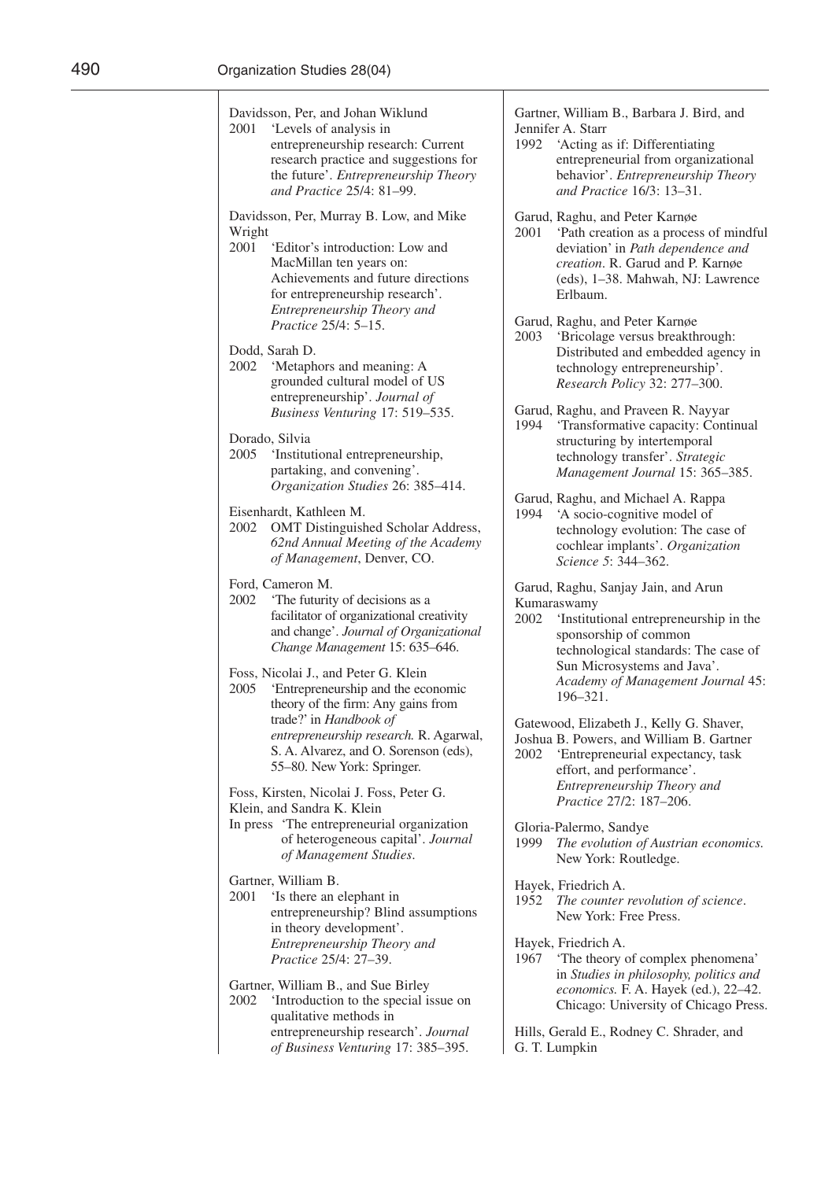Davidsson, Per, and Johan Wiklund
2001 'Levels of analysis in entrepreneurship research: Current research practice and suggestions for the future'. *Entrepreneurship Theory and Practice* 25/4: 81–99.

Davidsson, Per, Murray B. Low, and Mike Wright
2001 'Editor's introduction: Low and MacMillan ten years on: Achievements and future directions for entrepreneurship research'. *Entrepreneurship Theory and Practice* 25/4: 5–15.

Dodd, Sarah D.
2002 'Metaphors and meaning: A grounded cultural model of US entrepreneurship'. *Journal of Business Venturing* 17: 519–535.

Dorado, Silvia
2005 'Institutional entrepreneurship, partaking, and convening'. *Organization Studies* 26: 385–414.

Eisenhardt, Kathleen M.
2002 OMT Distinguished Scholar Address, *62nd Annual Meeting of the Academy of Management*, Denver, CO.

Ford, Cameron M.
2002 'The futurity of decisions as a facilitator of organizational creativity and change'. *Journal of Organizational Change Management* 15: 635–646.

Foss, Nicolai J., and Peter G. Klein
2005 'Entrepreneurship and the economic theory of the firm: Any gains from trade?' in *Handbook of entrepreneurship research.* R. Agarwal, S. A. Alvarez, and O. Sorenson (eds), 55–80. New York: Springer.

Foss, Kirsten, Nicolai J. Foss, Peter G. Klein, and Sandra K. Klein
In press 'The entrepreneurial organization of heterogeneous capital'. *Journal of Management Studies*.

Gartner, William B.
2001 'Is there an elephant in entrepreneurship? Blind assumptions in theory development'. *Entrepreneurship Theory and Practice* 25/4: 27–39.

Gartner, William B., and Sue Birley
2002 'Introduction to the special issue on qualitative methods in entrepreneurship research'. *Journal of Business Venturing* 17: 385–395.

Gartner, William B., Barbara J. Bird, and Jennifer A. Starr
1992 'Acting as if: Differentiating entrepreneurial from organizational behavior'. *Entrepreneurship Theory and Practice* 16/3: 13–31.

Garud, Raghu, and Peter Karnøe
2001 'Path creation as a process of mindful deviation' in *Path dependence and creation*. R. Garud and P. Karnøe (eds), 1–38. Mahwah, NJ: Lawrence Erlbaum.

Garud, Raghu, and Peter Karnøe
2003 'Bricolage versus breakthrough: Distributed and embedded agency in technology entrepreneurship'. *Research Policy* 32: 277–300.

Garud, Raghu, and Praveen R. Nayyar
1994 'Transformative capacity: Continual structuring by intertemporal technology transfer'. *Strategic Management Journal* 15: 365–385.

Garud, Raghu, and Michael A. Rappa
1994 'A socio-cognitive model of technology evolution: The case of cochlear implants'. *Organization Science* 5: 344–362.

Garud, Raghu, Sanjay Jain, and Arun Kumaraswamy
2002 'Institutional entrepreneurship in the sponsorship of common technological standards: The case of Sun Microsystems and Java'. *Academy of Management Journal* 45: 196–321.

Gatewood, Elizabeth J., Kelly G. Shaver, Joshua B. Powers, and William B. Gartner
2002 'Entrepreneurial expectancy, task effort, and performance'. *Entrepreneurship Theory and Practice* 27/2: 187–206.

Gloria-Palermo, Sandye
1999 *The evolution of Austrian economics.* New York: Routledge.

Hayek, Friedrich A.
1952 *The counter revolution of science*. New York: Free Press.

Hayek, Friedrich A.
1967 'The theory of complex phenomena' in *Studies in philosophy, politics and economics.* F. A. Hayek (ed.), 22–42. Chicago: University of Chicago Press.

Hills, Gerald E., Rodney C. Shrader, and G. T. Lumpkin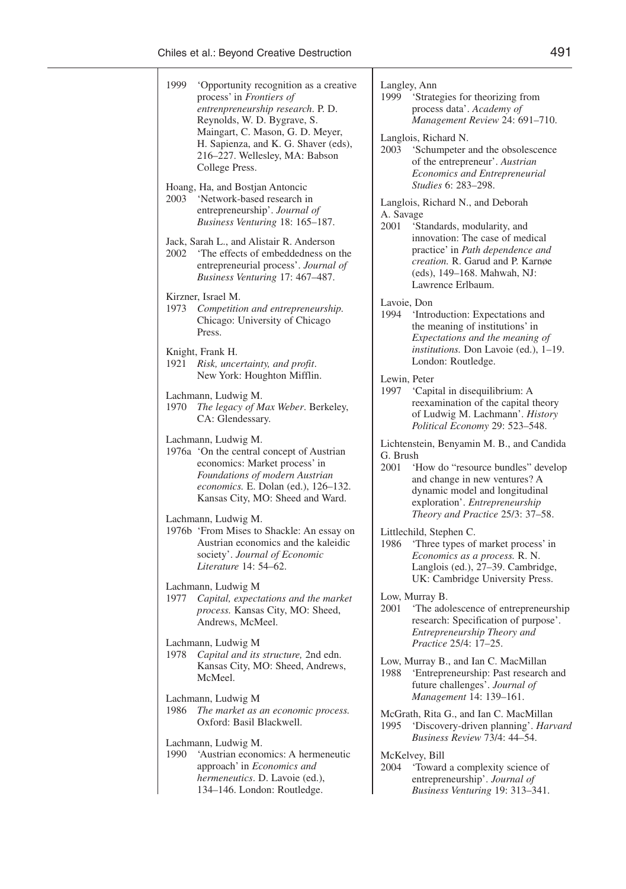1999 'Opportunity recognition as a creative process' in *Frontiers of entrenpreneurship research*. P. D. Reynolds, W. D. Bygrave, S. Maingart, C. Mason, G. D. Meyer, H. Sapienza, and K. G. Shaver (eds), 216–227. Wellesley, MA: Babson College Press.

Hoang, Ha, and Bostjan Antoncic
2003 'Network-based research in entrepreneurship'. *Journal of Business Venturing* 18: 165–187.

Jack, Sarah L., and Alistair R. Anderson
2002 'The effects of embeddedness on the entrepreneurial process'. *Journal of Business Venturing* 17: 467–487.

Kirzner, Israel M.
1973 *Competition and entrepreneurship.* Chicago: University of Chicago Press.

Knight, Frank H.
1921 *Risk, uncertainty, and profit*. New York: Houghton Mifflin.

Lachmann, Ludwig M.
1970 *The legacy of Max Weber*. Berkeley, CA: Glendessary.

Lachmann, Ludwig M.
1976a 'On the central concept of Austrian economics: Market process' in *Foundations of modern Austrian economics.* E. Dolan (ed.), 126–132. Kansas City, MO: Sheed and Ward.

Lachmann, Ludwig M.
1976b 'From Mises to Shackle: An essay on Austrian economics and the kaleidic society'. *Journal of Economic Literature* 14: 54–62.

Lachmann, Ludwig M
1977 *Capital, expectations and the market process.* Kansas City, MO: Sheed, Andrews, McMeel.

Lachmann, Ludwig M
1978 *Capital and its structure,* 2nd edn. Kansas City, MO: Sheed, Andrews, McMeel.

Lachmann, Ludwig M
1986 *The market as an economic process.* Oxford: Basil Blackwell.

Lachmann, Ludwig M.
1990 'Austrian economics: A hermeneutic approach' in *Economics and hermeneutics*. D. Lavoie (ed.), 134–146. London: Routledge.

Langley, Ann
1999 'Strategies for theorizing from process data'. *Academy of Management Review* 24: 691–710.

Langlois, Richard N.
2003 'Schumpeter and the obsolescence of the entrepreneur'. *Austrian Economics and Entrepreneurial Studies* 6: 283–298.

Langlois, Richard N., and Deborah A. Savage
2001 'Standards, modularity, and innovation: The case of medical practice' in *Path dependence and creation.* R. Garud and P. Karnøe (eds), 149–168. Mahwah, NJ: Lawrence Erlbaum.

Lavoie, Don
1994 'Introduction: Expectations and the meaning of institutions' in *Expectations and the meaning of institutions.* Don Lavoie (ed.), 1–19. London: Routledge.

Lewin, Peter
1997 'Capital in disequilibrium: A reexamination of the capital theory of Ludwig M. Lachmann'. *History Political Economy* 29: 523–548.

Lichtenstein, Benyamin M. B., and Candida G. Brush
2001 'How do "resource bundles" develop and change in new ventures? A dynamic model and longitudinal exploration'. *Entrepreneurship Theory and Practice* 25/3: 37–58.

Littlechild, Stephen C.
1986 'Three types of market process' in *Economics as a process.* R. N. Langlois (ed.), 27–39. Cambridge, UK: Cambridge University Press.

Low, Murray B.
2001 'The adolescence of entrepreneurship research: Specification of purpose'. *Entrepreneurship Theory and Practice* 25/4: 17–25.

Low, Murray B., and Ian C. MacMillan
1988 'Entrepreneurship: Past research and future challenges'. *Journal of Management* 14: 139–161.

McGrath, Rita G., and Ian C. MacMillan
1995 'Discovery-driven planning'. *Harvard Business Review* 73/4: 44–54.

McKelvey, Bill
2004 'Toward a complexity science of entrepreneurship'. *Journal of Business Venturing* 19: 313–341.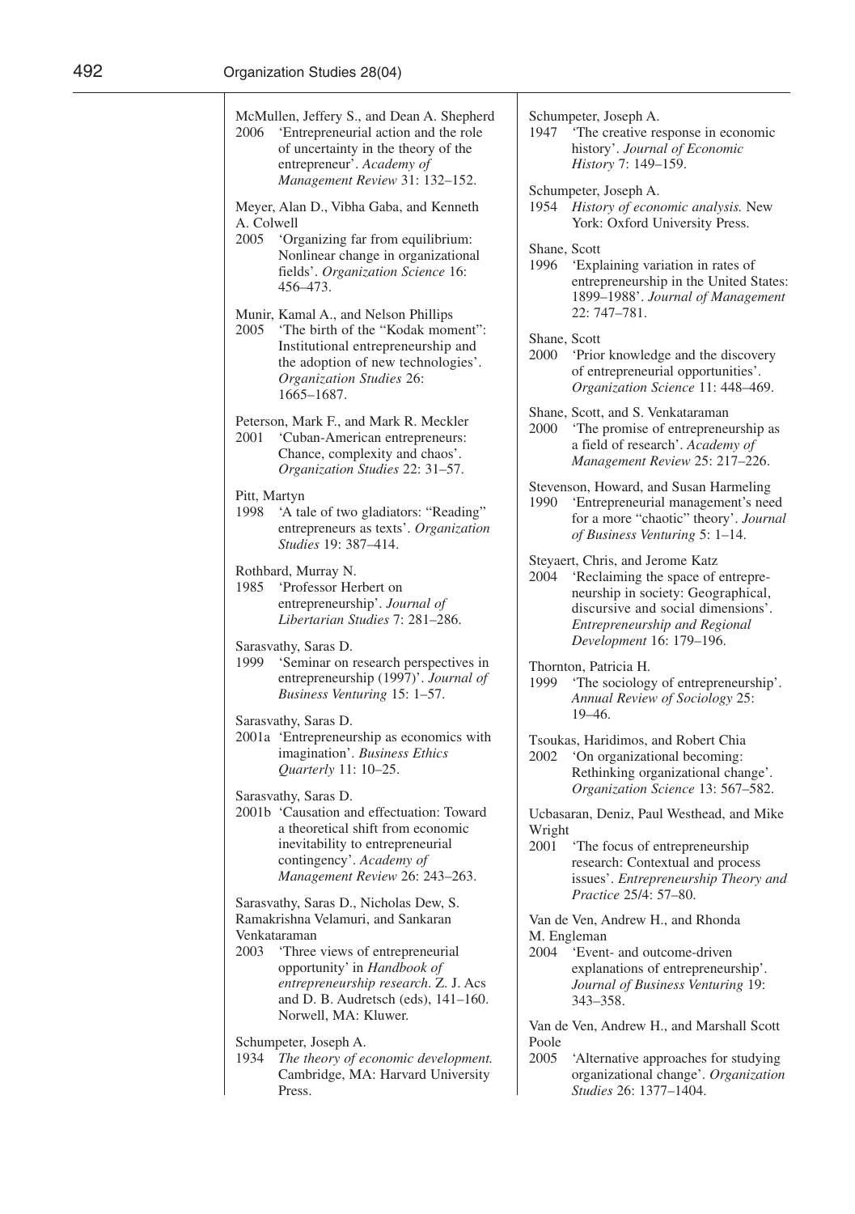McMullen, Jeffery S., and Dean A. Shepherd
2006 'Entrepreneurial action and the role of uncertainty in the theory of the entrepreneur'. *Academy of Management Review* 31: 132–152.

Meyer, Alan D., Vibha Gaba, and Kenneth A. Colwell
2005 'Organizing far from equilibrium: Nonlinear change in organizational fields'. *Organization Science* 16: 456–473.

Munir, Kamal A., and Nelson Phillips
2005 'The birth of the "Kodak moment": Institutional entrepreneurship and the adoption of new technologies'. *Organization Studies* 26: 1665–1687.

Peterson, Mark F., and Mark R. Meckler
2001 'Cuban-American entrepreneurs: Chance, complexity and chaos'. *Organization Studies* 22: 31–57.

Pitt, Martyn
1998 'A tale of two gladiators: "Reading" entrepreneurs as texts'. *Organization Studies* 19: 387–414.

Rothbard, Murray N.
1985 'Professor Herbert on entrepreneurship'. *Journal of Libertarian Studies* 7: 281–286.

Sarasvathy, Saras D.
1999 'Seminar on research perspectives in entrepreneurship (1997)'. *Journal of Business Venturing* 15: 1–57.

Sarasvathy, Saras D.
2001a 'Entrepreneurship as economics with imagination'. *Business Ethics Quarterly* 11: 10–25.

Sarasvathy, Saras D.
2001b 'Causation and effectuation: Toward a theoretical shift from economic inevitability to entrepreneurial contingency'. *Academy of Management Review* 26: 243–263.

Sarasvathy, Saras D., Nicholas Dew, S. Ramakrishna Velamuri, and Sankaran Venkataraman
2003 'Three views of entrepreneurial opportunity' in *Handbook of entrepreneurship research*. Z. J. Acs and D. B. Audretsch (eds), 141–160. Norwell, MA: Kluwer.

Schumpeter, Joseph A.
1934 *The theory of economic development.* Cambridge, MA: Harvard University Press.

Schumpeter, Joseph A.
1947 'The creative response in economic history'. *Journal of Economic History* 7: 149–159.

Schumpeter, Joseph A.
1954 *History of economic analysis.* New York: Oxford University Press.

Shane, Scott
1996 'Explaining variation in rates of entrepreneurship in the United States: 1899–1988'. *Journal of Management* 22: 747–781.

Shane, Scott
2000 'Prior knowledge and the discovery of entrepreneurial opportunities'. *Organization Science* 11: 448–469.

Shane, Scott, and S. Venkataraman
2000 'The promise of entrepreneurship as a field of research'. *Academy of Management Review* 25: 217–226.

Stevenson, Howard, and Susan Harmeling
1990 'Entrepreneurial management's need for a more "chaotic" theory'. *Journal of Business Venturing* 5: 1–14.

Steyaert, Chris, and Jerome Katz
2004 'Reclaiming the space of entrepreneurship in society: Geographical, discursive and social dimensions'. *Entrepreneurship and Regional Development* 16: 179–196.

Thornton, Patricia H.
1999 'The sociology of entrepreneurship'. *Annual Review of Sociology* 25: 19–46.

Tsoukas, Haridimos, and Robert Chia
2002 'On organizational becoming: Rethinking organizational change'. *Organization Science* 13: 567–582.

Ucbasaran, Deniz, Paul Westhead, and Mike Wright
2001 'The focus of entrepreneurship research: Contextual and process issues'. *Entrepreneurship Theory and Practice* 25/4: 57–80.

Van de Ven, Andrew H., and Rhonda M. Engleman
2004 'Event- and outcome-driven explanations of entrepreneurship'. *Journal of Business Venturing* 19: 343–358.

Van de Ven, Andrew H., and Marshall Scott Poole
2005 'Alternative approaches for studying organizational change'. *Organization Studies* 26: 1377–1404.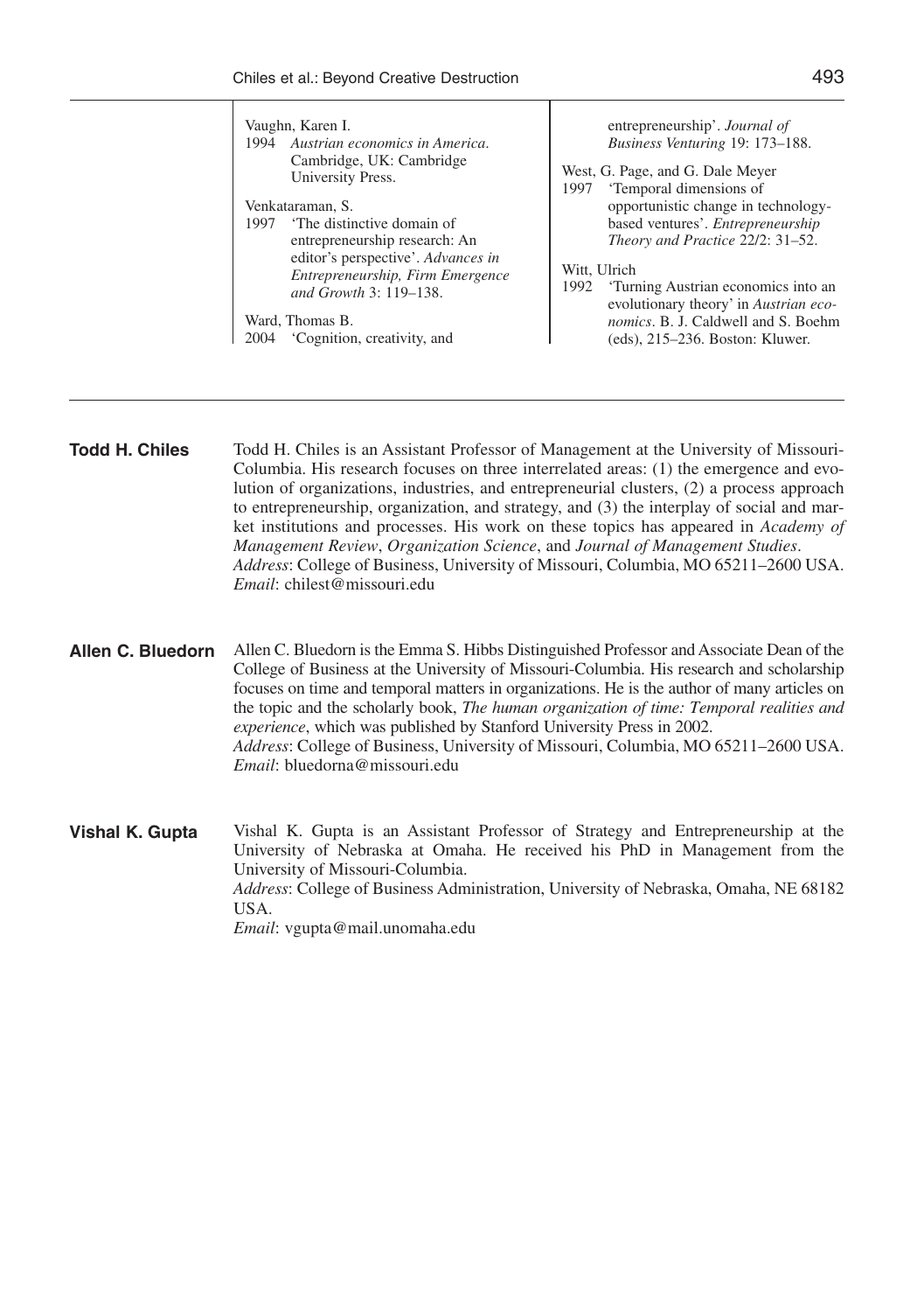Vaughn, Karen I.
1994 *Austrian economics in America*. Cambridge, UK: Cambridge University Press.

Venkataraman, S.
1997 'The distinctive domain of entrepreneurship research: An editor's perspective'. *Advances in Entrepreneurship, Firm Emergence and Growth* 3: 119–138.

Ward, Thomas B.
2004 'Cognition, creativity, and entrepreneurship'. *Journal of Business Venturing* 19: 173–188.

West, G. Page, and G. Dale Meyer
1997 'Temporal dimensions of opportunistic change in technology-based ventures'. *Entrepreneurship Theory and Practice* 22/2: 31–52.

Witt, Ulrich
1992 'Turning Austrian economics into an evolutionary theory' in *Austrian economics*. B. J. Caldwell and S. Boehm (eds), 215–236. Boston: Kluwer.

---

**Todd H. Chiles** Todd H. Chiles is an Assistant Professor of Management at the University of Missouri-Columbia. His research focuses on three interrelated areas: (1) the emergence and evolution of organizations, industries, and entrepreneurial clusters, (2) a process approach to entrepreneurship, organization, and strategy, and (3) the interplay of social and market institutions and processes. His work on these topics has appeared in *Academy of Management Review*, *Organization Science*, and *Journal of Management Studies*.
*Address*: College of Business, University of Missouri, Columbia, MO 65211–2600 USA.
*Email*: chilest@missouri.edu

**Allen C. Bluedorn** Allen C. Bluedorn is the Emma S. Hibbs Distinguished Professor and Associate Dean of the College of Business at the University of Missouri-Columbia. His research and scholarship focuses on time and temporal matters in organizations. He is the author of many articles on the topic and the scholarly book, *The human organization of time: Temporal realities and experience*, which was published by Stanford University Press in 2002.
*Address*: College of Business, University of Missouri, Columbia, MO 65211–2600 USA.
*Email*: bluedorna@missouri.edu

**Vishal K. Gupta** Vishal K. Gupta is an Assistant Professor of Strategy and Entrepreneurship at the University of Nebraska at Omaha. He received his PhD in Management from the University of Missouri-Columbia.
*Address*: College of Business Administration, University of Nebraska, Omaha, NE 68182 USA.
*Email*: vgupta@mail.unomaha.edu